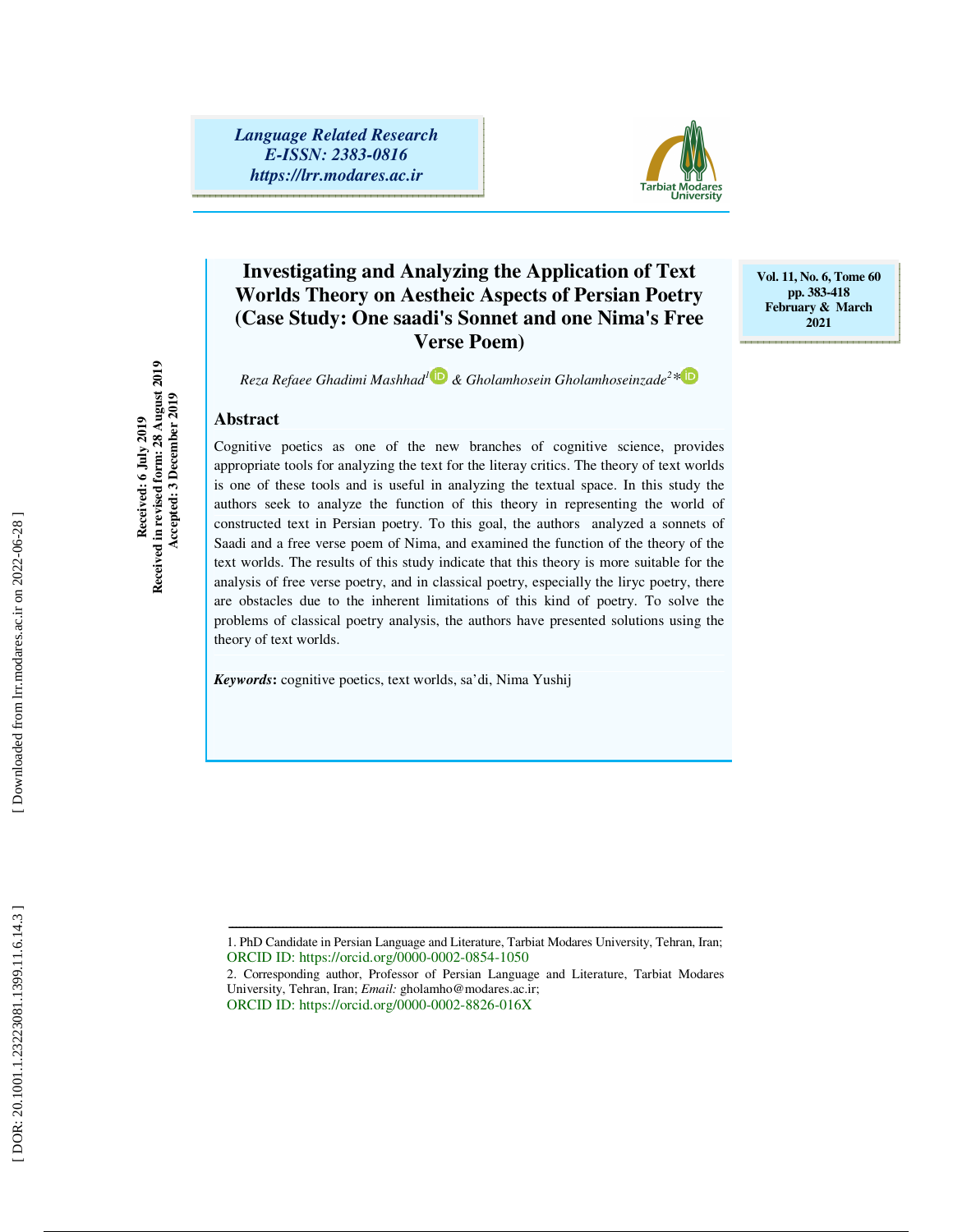Language Related Research
E-ISSN: 2383-0816
https://lrr.modares.ac.ir

Vol. 11, No. 6, Tome 60
pp. 383-418
February & March 2021

# Investigating and Analyzing the Application of Text Worlds Theory on Aestheic Aspects of Persian Poetry (Case Study: One saadi's Sonnet and one Nima's Free Verse Poem)

*Reza Refaee Ghadimi Mashhad*[1] & *Gholamhosein Gholamhoseinzade*[2]*

Received: 6 July 2019
Received in revised form: 28 August 2019
Accepted: 3 December 2019

## Abstract

Cognitive poetics as one of the new branches of cognitive science, provides appropriate tools for analyzing the text for the literay critics. The theory of text worlds is one of these tools and is useful in analyzing the textual space. In this study the authors seek to analyze the function of this theory in representing the world of constructed text in Persian poetry. To this goal, the authors analyzed a sonnets of Saadi and a free verse poem of Nima, and examined the function of the theory of the text worlds. The results of this study indicate that this theory is more suitable for the analysis of free verse poetry, and in classical poetry, especially the liryc poetry, there are obstacles due to the inherent limitations of this kind of poetry. To solve the problems of classical poetry analysis, the authors have presented solutions using the theory of text worlds.

***Keywords***: cognitive poetics, text worlds, sa'di, Nima Yushij

---

1. PhD Candidate in Persian Language and Literature, Tarbiat Modares University, Tehran, Iran; ORCID ID: https://orcid.org/0000-0002-0854-1050

2. Corresponding author, Professor of Persian Language and Literature, Tarbiat Modares University, Tehran, Iran; *Email:* gholamho@modares.ac.ir; ORCID ID: https://orcid.org/0000-0002-8826-016X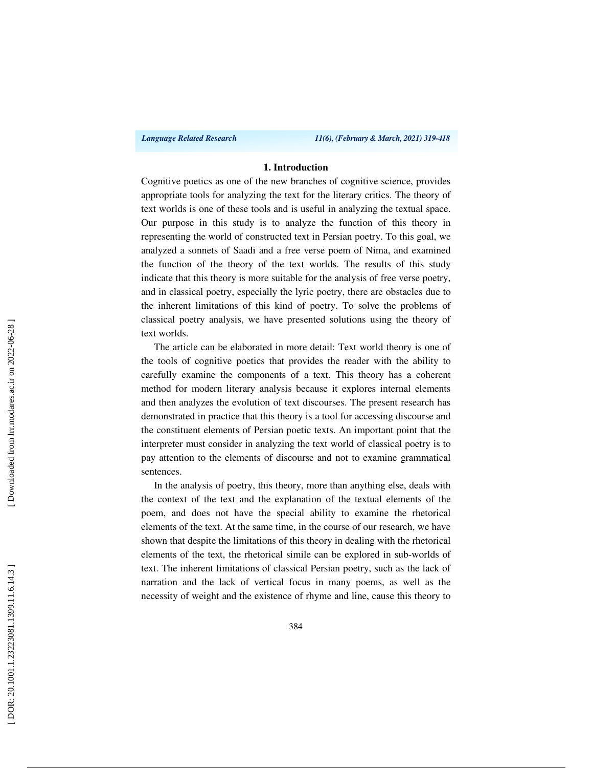## 1. Introduction

Cognitive poetics as one of the new branches of cognitive science, provides appropriate tools for analyzing the text for the literary critics. The theory of text worlds is one of these tools and is useful in analyzing the textual space. Our purpose in this study is to analyze the function of this theory in representing the world of constructed text in Persian poetry. To this goal, we analyzed a sonnets of Saadi and a free verse poem of Nima, and examined the function of the theory of the text worlds. The results of this study indicate that this theory is more suitable for the analysis of free verse poetry, and in classical poetry, especially the lyric poetry, there are obstacles due to the inherent limitations of this kind of poetry. To solve the problems of classical poetry analysis, we have presented solutions using the theory of text worlds.

The article can be elaborated in more detail: Text world theory is one of the tools of cognitive poetics that provides the reader with the ability to carefully examine the components of a text. This theory has a coherent method for modern literary analysis because it explores internal elements and then analyzes the evolution of text discourses. The present research has demonstrated in practice that this theory is a tool for accessing discourse and the constituent elements of Persian poetic texts. An important point that the interpreter must consider in analyzing the text world of classical poetry is to pay attention to the elements of discourse and not to examine grammatical sentences.

In the analysis of poetry, this theory, more than anything else, deals with the context of the text and the explanation of the textual elements of the poem, and does not have the special ability to examine the rhetorical elements of the text. At the same time, in the course of our research, we have shown that despite the limitations of this theory in dealing with the rhetorical elements of the text, the rhetorical simile can be explored in sub-worlds of text. The inherent limitations of classical Persian poetry, such as the lack of narration and the lack of vertical focus in many poems, as well as the necessity of weight and the existence of rhyme and line, cause this theory to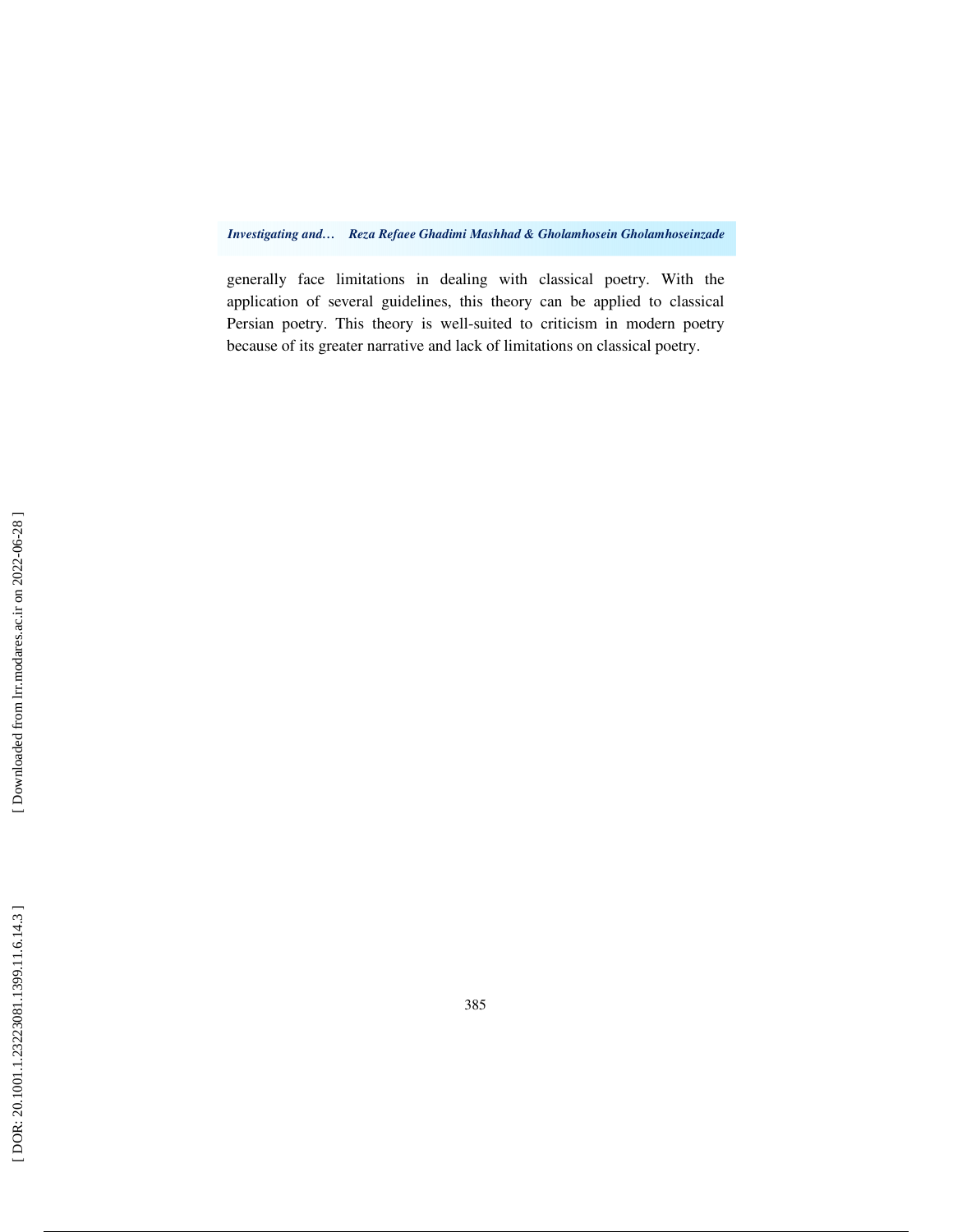generally face limitations in dealing with classical poetry. With the application of several guidelines, this theory can be applied to classical Persian poetry. This theory is well-suited to criticism in modern poetry because of its greater narrative and lack of limitations on classical poetry.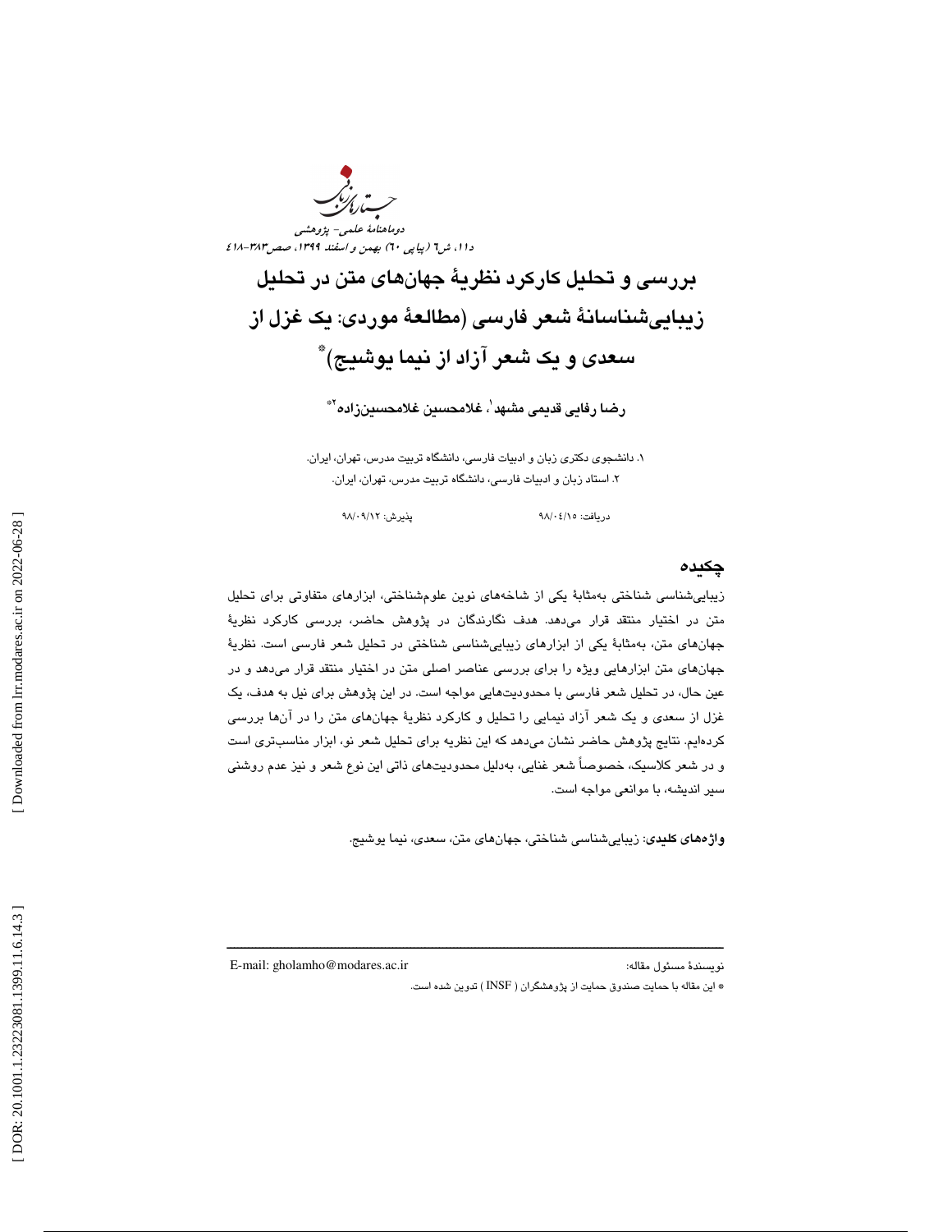# بررسی و تحلیل کارکرد نظریۀ جهان‌های متن در تحلیل زیبایی‌شناسانۀ شعر فارسی (مطالعۀ موردی: یک غزل از سعدی و یک شعر آزاد از نیما یوشیج)*

رضا رفایی قدیمی مشهد[1]، غلامحسین غلامحسین‌زاده[2]*

۱. دانشجوی دکتری زبان و ادبیات فارسی، دانشگاه تربیت مدرس، تهران، ایران.
۲. استاد زبان و ادبیات فارسی، دانشگاه تربیت مدرس، تهران، ایران.

دریافت: ۹۸/۰۴/۱۵ پذیرش: ۹۸/۰۹/۱۲

## چکیده

زیبایی‌شناسی شناختی به‌مثابۀ یکی از شاخه‌های نوین علوم‌شناختی، ابزارهای متفاوتی برای تحلیل متن در اختیار منتقد قرار می‌دهد. هدف نگارندگان در پژوهش حاضر، بررسی کارکرد نظریۀ جهان‌های متن، به‌مثابۀ یکی از ابزارهای زیبایی‌شناسی شناختی در تحلیل شعر فارسی است. نظریۀ جهان‌های متن ابزارهایی ویژه را برای بررسی عناصر اصلی متن در اختیار منتقد قرار می‌دهد و در عین حال، در تحلیل شعر فارسی با محدودیت‌هایی مواجه است. در این پژوهش برای نیل به هدف، یک غزل از سعدی و یک شعر آزاد نیمایی را تحلیل و کارکرد نظریۀ جهان‌های متن را در آن‌ها بررسی کرده‌ایم. نتایج پژوهش حاضر نشان می‌دهد که این نظریه برای تحلیل شعر نو، ابزار مناسب‌تری است و در شعر کلاسیک، خصوصاً شعر غنایی، به‌دلیل محدودیت‌های ذاتی این نوع شعر و نیز عدم روشنی سیر اندیشه، با موانعی مواجه است.

**واژه‌های کلیدی**: زیبایی‌شناسی شناختی، جهان‌های متن، سعدی، نیما یوشیج.

---

نویسندۀ مسئول مقاله: E-mail: gholamho@modares.ac.ir

* این مقاله با حمایت صندوق حمایت از پژوهشگران ( INSF ) تدوین شده است.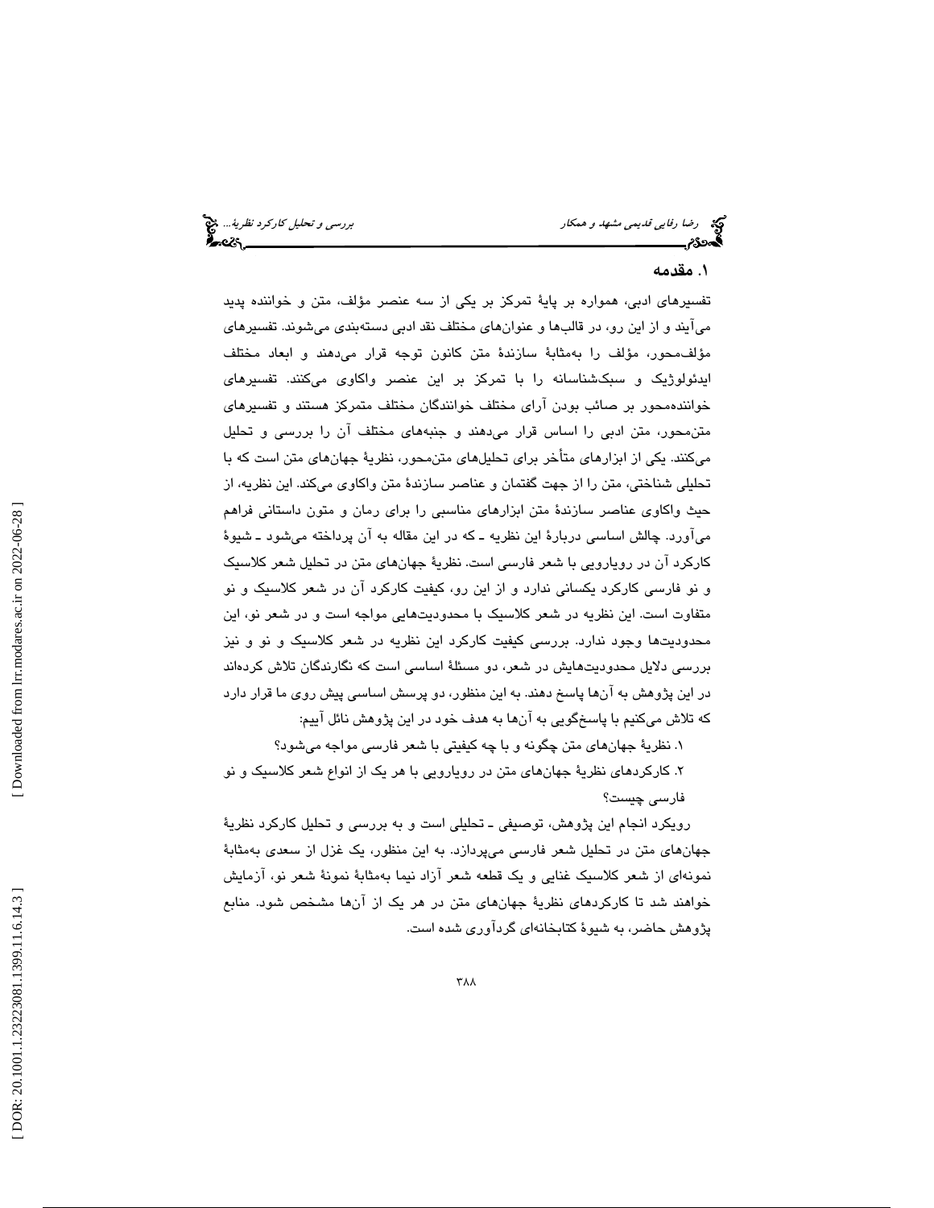## ۱. مقدمه

تفسیرهای ادبی، همواره بر پایهٔ تمرکز بر یکی از سه عنصر مؤلف، متن و خواننده پدید می‌آیند و از این رو، در قالب‌ها و عنوان‌های مختلف نقد ادبی دسته‌بندی می‌شوند. تفسیرهای مؤلف‌محور، مؤلف را به‌مثابهٔ سازندهٔ متن کانون توجه قرار می‌دهند و ابعاد مختلف ایدئولوژیک و سبک‌شناسانه را با تمرکز بر این عنصر واکاوی می‌کنند. تفسیرهای خواننده‌محور بر صائب بودن آرای مختلف خوانندگان مختلف متمرکز هستند و تفسیرهای متن‌محور، متن ادبی را اساس قرار می‌دهند و جنبه‌های مختلف آن را بررسی و تحلیل می‌کنند. یکی از ابزارهای متأخر برای تحلیل‌های متن‌محور، نظریهٔ جهان‌های متن است که با تحلیلی شناختی، متن را از جهت گفتمان و عناصر سازندهٔ متن واکاوی می‌کند. این نظریه، از حیث واکاوی عناصر سازندهٔ متن ابزارهای مناسبی را برای رمان و متون داستانی فراهم می‌آورد. چالش اساسی دربارهٔ این نظریه ـ که در این مقاله به آن پرداخته می‌شود ـ شیوهٔ کارکرد آن در رویارویی با شعر فارسی است. نظریهٔ جهان‌های متن در تحلیل شعر کلاسیک و نو فارسی کارکرد یکسانی ندارد و از این رو، کیفیت کارکرد آن در شعر کلاسیک و نو متفاوت است. این نظریه در شعر کلاسیک با محدودیت‌هایی مواجه است و در شعر نو، این محدودیت‌ها وجود ندارد. بررسی کیفیت کارکرد این نظریه در شعر کلاسیک و نو و نیز بررسی دلایل محدودیت‌هایش در شعر، دو مسئلهٔ اساسی است که نگارندگان تلاش کرده‌اند در این پژوهش به آن‌ها پاسخ دهند. به این منظور، دو پرسش اساسی پیش روی ما قرار دارد که تلاش می‌کنیم با پاسخ‌گویی به آن‌ها به هدف خود در این پژوهش نائل آییم:

۱. نظریهٔ جهان‌های متن چگونه و با چه کیفیتی با شعر فارسی مواجه می‌شود؟

۲. کارکردهای نظریهٔ جهان‌های متن در رویارویی با هر یک از انواع شعر کلاسیک و نو فارسی چیست؟

رویکرد انجام این پژوهش، توصیفی ـ تحلیلی است و به بررسی و تحلیل کارکرد نظریهٔ جهان‌های متن در تحلیل شعر فارسی می‌پردازد. به این منظور، یک غزل از سعدی به‌مثابهٔ نمونه‌ای از شعر کلاسیک غنایی و یک قطعه شعر آزاد نیما به‌مثابهٔ نمونهٔ شعر نو، آزمایش خواهند شد تا کارکردهای نظریهٔ جهان‌های متن در هر یک از آن‌ها مشخص شود. منابع پژوهش حاضر، به شیوهٔ کتابخانه‌ای گردآوری شده است.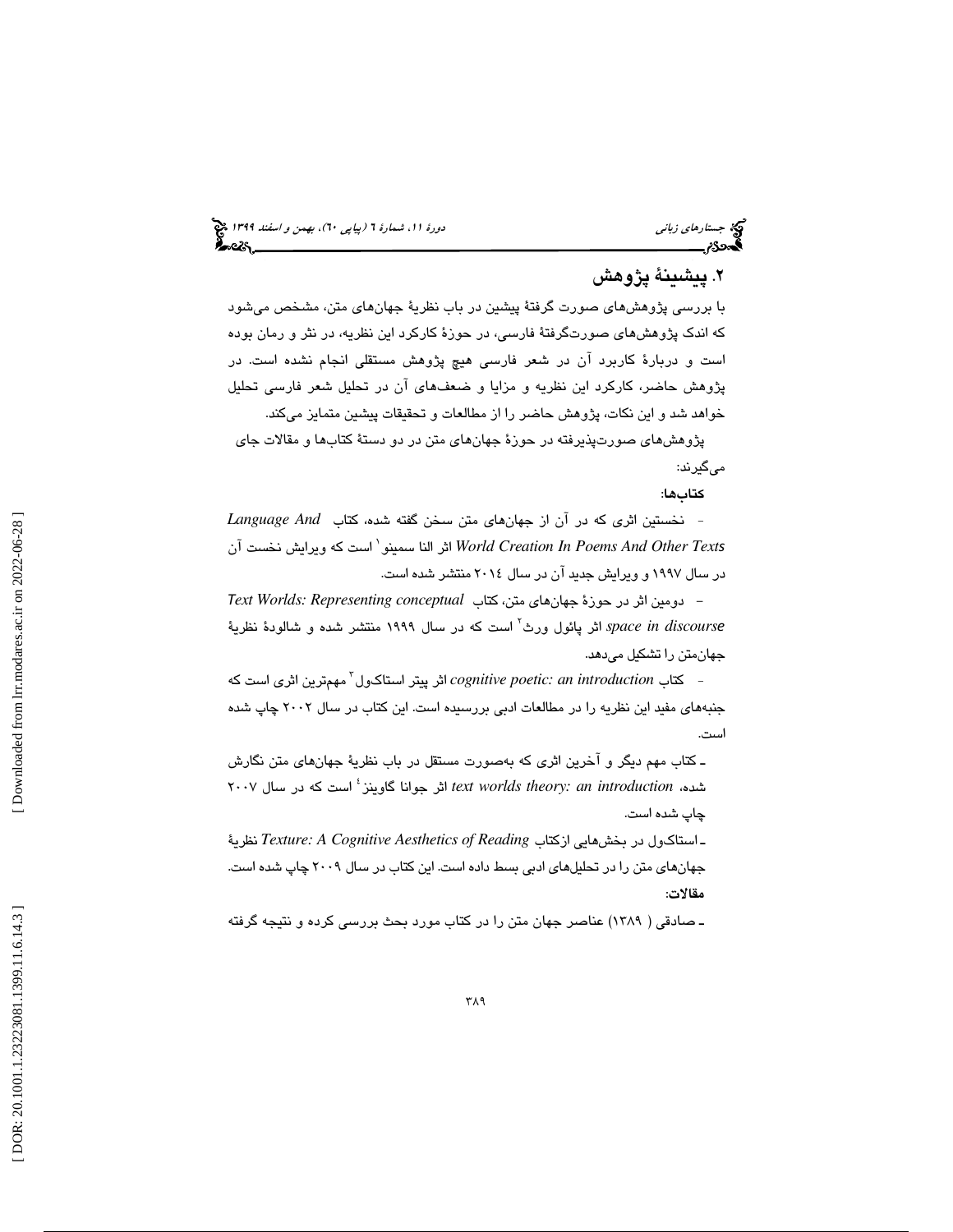## ۲. پیشینهٔ پژوهش

با بررسی پژوهش‌های صورت گرفتهٔ پیشین در باب نظریهٔ جهان‌های متن، مشخص می‌شود که اندک پژوهش‌های صورت‌گرفتهٔ فارسی، در حوزهٔ کارکرد این نظریه، در نثر و رمان بوده است و دربارهٔ کاربرد آن در شعر فارسی هیچ پژوهش مستقلی انجام نشده است. در پژوهش حاضر، کارکرد این نظریه و مزایا و ضعف‌های آن در تحلیل شعر فارسی تحلیل خواهد شد و این نکات، پژوهش حاضر را از مطالعات و تحقیقات پیشین متمایز می‌کند.

پژوهش‌های صورت‌پذیرفته در حوزهٔ جهان‌های متن در دو دستهٔ کتاب‌ها و مقالات جای می‌گیرند:

**کتاب‌ها:**

- نخستین اثری که در آن از جهان‌های متن سخن گفته شده، کتاب *Language And World Creation In Poems And Other Texts* اثر النا سمینو[1] است که ویرایش نخست آن در سال ۱۹۹۷ و ویرایش جدید آن در سال ۲۰۱٤ منتشر شده است.

- دومین اثر در حوزهٔ جهان‌های متن، کتاب *Text Worlds: Representing conceptual space in discourse* اثر پائول ورث[2] است که در سال ۱۹۹۹ منتشر شده و شالودهٔ نظریهٔ جهان‌متن را تشکیل می‌دهد.

- کتاب *cognitive poetic: an introduction* اثر پیتر استاکول[3] مهم‌ترین اثری است که جنبه‌های مفید این نظریه را در مطالعات ادبی بررسیده است. این کتاب در سال ۲۰۰۲ چاپ شده است.

- کتاب مهم دیگر و آخرین اثری که به‌صورت مستقل در باب نظریهٔ جهان‌های متن نگارش شده، *text worlds theory: an introduction* اثر جوانا گاوینز[4] است که در سال ۲۰۰۷ چاپ شده است.

- استاکول در بخش‌هایی ازکتاب *Texture: A Cognitive Aesthetics of Reading* نظریهٔ جهان‌های متن را در تحلیل‌های ادبی بسط داده است. این کتاب در سال ۲۰۰۹ چاپ شده است.

**مقالات:**

- صادقی ( ۱۳۸۹) عناصر جهان متن را در کتاب مورد بحث بررسی کرده و نتیجه گرفته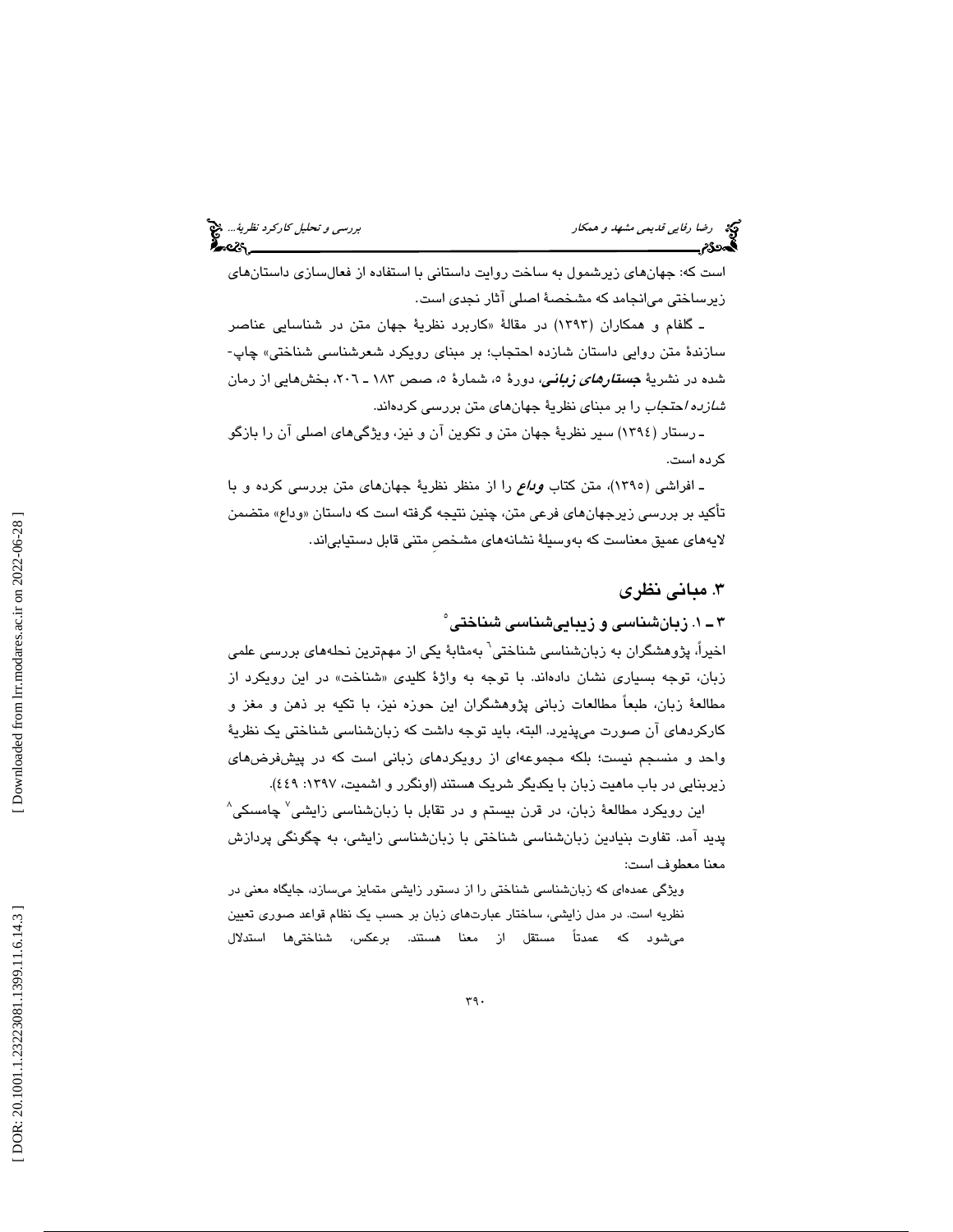است که: جهان‌های زیرشمول به ساخت روایت داستانی با استفاده از فعال‌سازی داستان‌های زیرساختی می‌انجامد که مشخصهٔ اصلی آثار نجدی است.

ـ گلفام و همکاران (۱۳۹۳) در مقالهٔ «کاربرد نظریهٔ جهان متن در شناسایی عناصر سازندهٔ متن روایی داستان شازده احتجاب؛ بر مبنای رویکرد شعرشناسی شناختی» چاپ‌شده در نشریهٔ ***جستارهای زبانی***، دورهٔ ۵، شمارهٔ ۵، صص ۱۸۳ ـ ۲۰۶، بخش‌هایی از رمان *شازده احتجاب* را بر مبنای نظریهٔ جهان‌های متن بررسی کرده‌اند.

ـ رستار (۱۳۹۴) سیر نظریهٔ جهان متن و تکوین آن و نیز، ویژگی‌های اصلی آن را بازگو کرده است.

ـ افراشی (۱۳۹۵)، متن کتاب ***وداع*** را از منظر نظریهٔ جهان‌های متن بررسی کرده و با تأکید بر بررسی زیرجهان‌های فرعی متن، چنین نتیجه گرفته است که داستان «وداع» متضمن لایه‌های عمیق معناست که به‌وسیلهٔ نشانه‌های مشخصِ متنی قابل دستیابی‌اند.

## ۳. مبانی نظری

### ۳ ـ ۱. زبان‌شناسی و زیبایی‌شناسی شناختی[5]

اخیراً، پژوهشگران به زبان‌شناسی شناختی[6] به‌مثابهٔ یکی از مهم‌ترین نحله‌های بررسی علمی زبان، توجه بسیاری نشان داده‌اند. با توجه به واژهٔ کلیدی «شناخت» در این رویکرد از مطالعهٔ زبان، طبعاً مطالعات زبانی پژوهشگران این حوزه نیز، با تکیه بر ذهن و مغز و کارکردهای آن صورت می‌پذیرد. البته، باید توجه داشت که زبان‌شناسی شناختی یک نظریهٔ واحد و منسجم نیست؛ بلکه مجموعه‌ای از رویکردهای زبانی است که در پیش‌فرض‌های زیربنایی در باب ماهیت زبان با یکدیگر شریک هستند (اونگرر و اشمیت، ۱۳۹۷: ۴۴۹).

این رویکرد مطالعهٔ زبان، در قرن بیستم و در تقابل با زبان‌شناسی زایشی[7] چامسکی[8] پدید آمد. تفاوت بنیادین زبان‌شناسی شناختی با زبان‌شناسی زایشی، به چگونگی پردازش معنا معطوف است:

> ویژگی عمده‌ای که زبان‌شناسی شناختی را از دستور زایشی متمایز می‌سازد، جایگاه معنی در نظریه است. در مدل زایشی، ساختار عبارت‌های زبان بر حسب یک نظام قواعد صوری تعیین می‌شود که عمدتاً مستقل از معنا هستند. برعکس، شناختی‌ها استدلال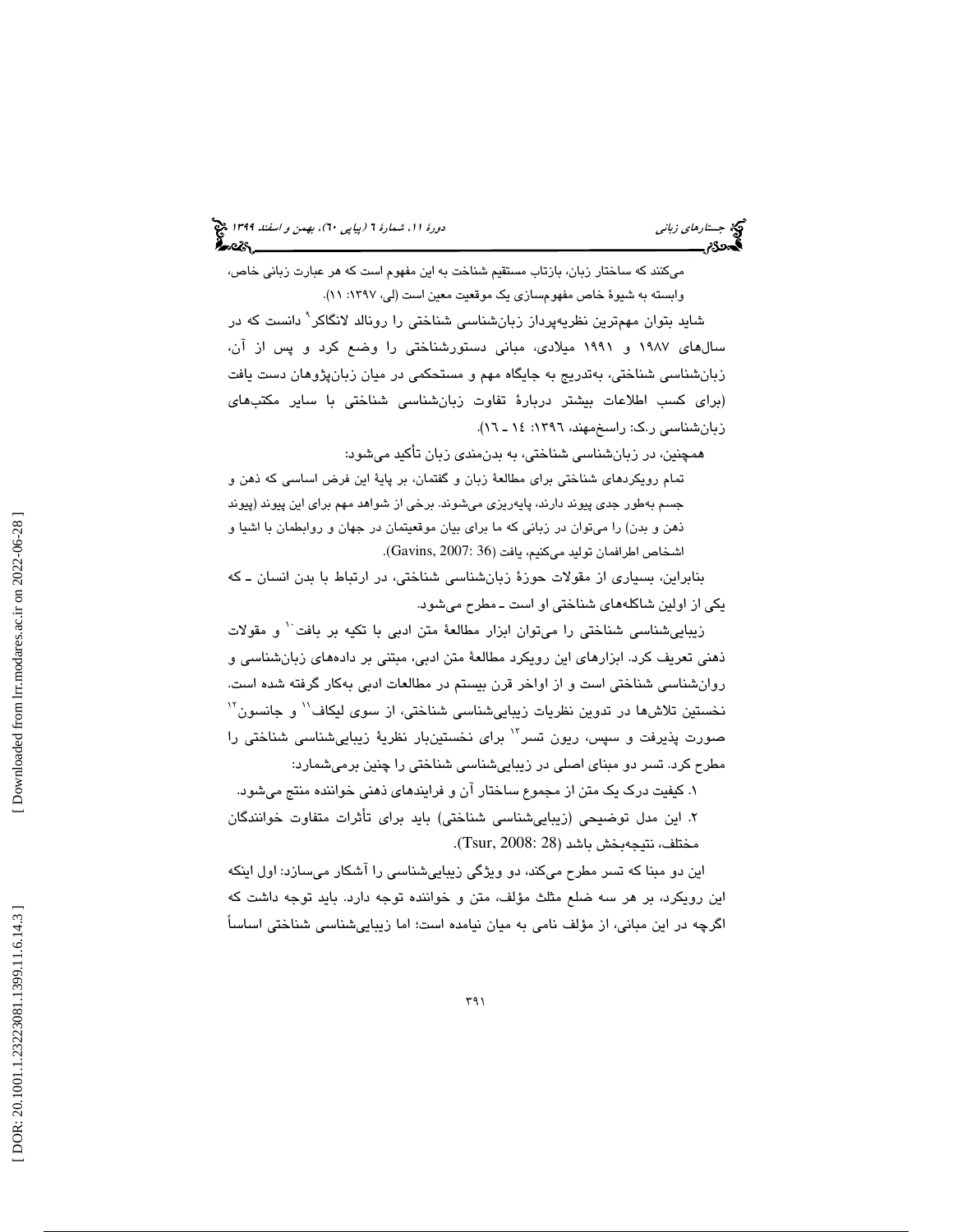می‌کنند که ساختار زبان، بازتاب مستقیم شناخت به این مفهوم است که هر عبارت زبانی خاص، وابسته به شیوهٔ خاص مفهوم‌سازی یک موقعیت معین است (لی، ۱۳۹۷: ۱۱).

شاید بتوان مهم‌ترین نظریه‌پرداز زبان‌شناسی شناختی را رونالد لانگاکر[۹] دانست که در سال‌های ۱۹۸۷ و ۱۹۹۱ میلادی، مبانی دستورشناختی را وضع کرد و پس از آن، زبان‌شناسی شناختی، به‌تدریج به جایگاه مهم و مستحکمی در میان زبان‌پژوهان دست یافت (برای کسب اطلاعات بیشتر دربارهٔ تفاوت زبان‌شناسی شناختی با سایر مکتب‌های زبان‌شناسی ر.ک: راسخ‌مهند، ۱۳۹۶: ۱۴ ـ ۱۶).

همچنین، در زبان‌شناسی شناختی، به بدن‌مندی زبان تأکید می‌شود:

> تمام رویکردهای شناختی برای مطالعهٔ زبان و گفتمان، بر پایهٔ این فرض اساسی که ذهن و جسم به‌طور جدی پیوند دارند، پایه‌ریزی می‌شوند. برخی از شواهد مهم برای این پیوند (پیوند ذهن و بدن) را می‌توان در زبانی که ما برای بیان موقعیتمان در جهان و روابطمان با اشیا و اشخاص اطرافمان تولید می‌کنیم، یافت (Gavins, 2007: 36).

بنابراین، بسیاری از مقولات حوزهٔ زبان‌شناسی شناختی، در ارتباط با بدن انسان ـ که یکی از اولین شاکله‌های شناختی او است ـ مطرح می‌شود.

زیبایی‌شناسی شناختی را می‌توان ابزار مطالعهٔ متن ادبی با تکیه بر بافت[۱۰] و مقولات ذهنی تعریف کرد. ابزارهای این رویکرد مطالعهٔ متن ادبی، مبتنی بر داده‌های زبان‌شناسی و روان‌شناسی شناختی است و از اواخر قرن بیستم در مطالعات ادبی به‌کار گرفته شده است. نخستین تلاش‌ها در تدوین نظریات زیبایی‌شناسی شناختی، از سوی لیکاف[۱۱] و جانسون[۱۲] صورت پذیرفت و سپس، ریون تسر[۱۳] برای نخستین‌بار نظریهٔ زیبایی‌شناسی شناختی را مطرح کرد. تسر دو مبنای اصلی در زیبایی‌شناسی شناختی را چنین برمی‌شمارد:

۱. کیفیت درک یک متن از مجموع ساختار آن و فرایندهای ذهنی خواننده منتج می‌شود.

۲. این مدل توضیحی (زیبایی‌شناسی شناختی) باید برای تأثرات متفاوت خوانندگان مختلف، نتیجه‌بخش باشد (Tsur, 2008: 28).

این دو مبنا که تسر مطرح می‌کند، دو ویژگی زیبایی‌شناسی را آشکار می‌سازد: اول اینکه این رویکرد، بر هر سه ضلع مثلث مؤلف، متن و خواننده توجه دارد. باید توجه داشت که اگرچه در این مبانی، از مؤلف نامی به میان نیامده است؛ اما زیبایی‌شناسی شناختی اساساً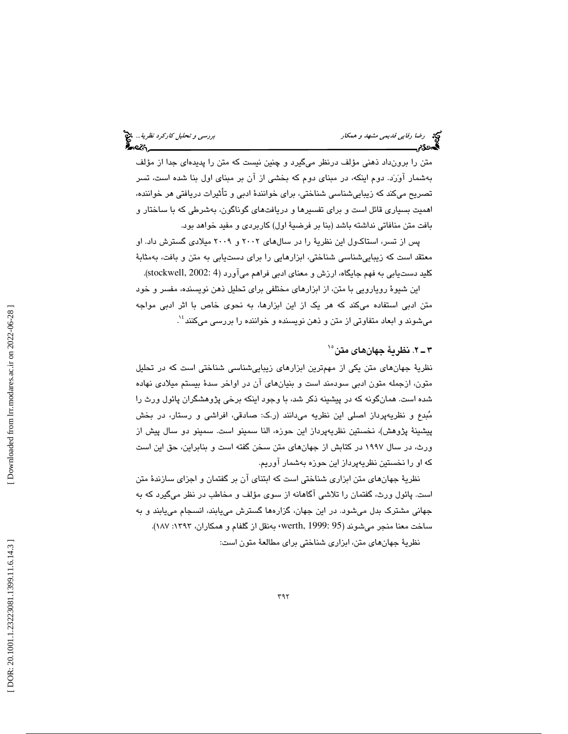متن را برونداد ذهنی مؤلف درنظر می‌گیرد و چنین نیست که متن را پدیده‌ای جدا از مؤلف به‌شمار آوَرَد. دوم اینکه، در مبنای دوم که بخشی از آن بر مبنای اول بنا شده است، تسر تصریح می‌کند که زیبایی‌شناسی شناختی، برای خوانندهٔ ادبی و تأثیرات دریافتی هر خواننده، اهمیت بسیاری قائل است و برای تفسیرها و دریافت‌های گوناگون، به‌شرطی که با ساختار و بافت متن منافاتی نداشته باشد (بنا بر فرضیهٔ اول) کاربردی و مفید خواهد بود.

پس از تسر، استاکول این نظریهٔ را در سال‌های ۲۰۰۲ و ۲۰۰۹ میلادی گسترش داد. او معتقد است که زیبایی‌شناسی شناختی، ابزارهایی را برای دست‌یابی به متن و بافت، به‌مثابهٔ کلید دست‌یابی به فهم جایگاه، ارزش و معنای ادبی فراهم می‌آورد (stockwell, 2002: 4).

این شیوهٔ رویارویی با متن، از ابزارهای مختلفی برای تحلیل ذهن نویسنده، مفسر و خود متن ادبی استفاده می‌کند که هر یک از این ابزارها، به نحوی خاص با اثر ادبی مواجه می‌شوند و ابعاد متفاوتی از متن و ذهن نویسنده و خواننده را بررسی می‌کنند[14].

## ۳ ـ ۲. نظریهٔ جهان‌های متن[15]

نظریهٔ جهان‌های متن یکی از مهم‌ترین ابزارهای زیبایی‌شناسی شناختی است که در تحلیل متون، ازجمله متون ادبی سودمند است و بنیان‌های آن در اواخر سدهٔ بیستم میلادی نهاده شده است. همان‌گونه که در پیشینه ذکر شد، با وجود اینکه برخی پژوهشگران پائول ورث را مُبدع و نظریه‌پرداز اصلی این نظریه می‌دانند (ر.ک: صادقی، افراشی و رستار، در بخش پیشینهٔ پژوهش)، نخستین نظریه‌پرداز این حوزه، النا سمینو است. سمینو دو سال پیش از ورث، در سال ۱۹۹۷ در کتابش از جهان‌های متن سخن گفته است و بنابراین، حق این است که او را نخستین نظریه‌پرداز این حوزه به‌شمار آوریم.

نظریهٔ جهان‌های متن ابزاری شناختی است که ابتنای آن بر گفتمان و اجزای سازندهٔ متن است. پائول ورث، گفتمان را تلاشی آگاهانه از سوی مؤلف و مخاطب در نظر می‌گیرد که به جهانی مشترک بدل می‌شود. در این جهان، گزاره‌ها گسترش می‌یابند، انسجام می‌یابند و به ساخت معنا منجر می‌شوند (werth, 1999: 95، به‌نقل از گلفام و همکاران، ۱۳۹۳: ۱۸۷).

نظریهٔ جهان‌های متن، ابزاری شناختی برای مطالعهٔ متون است: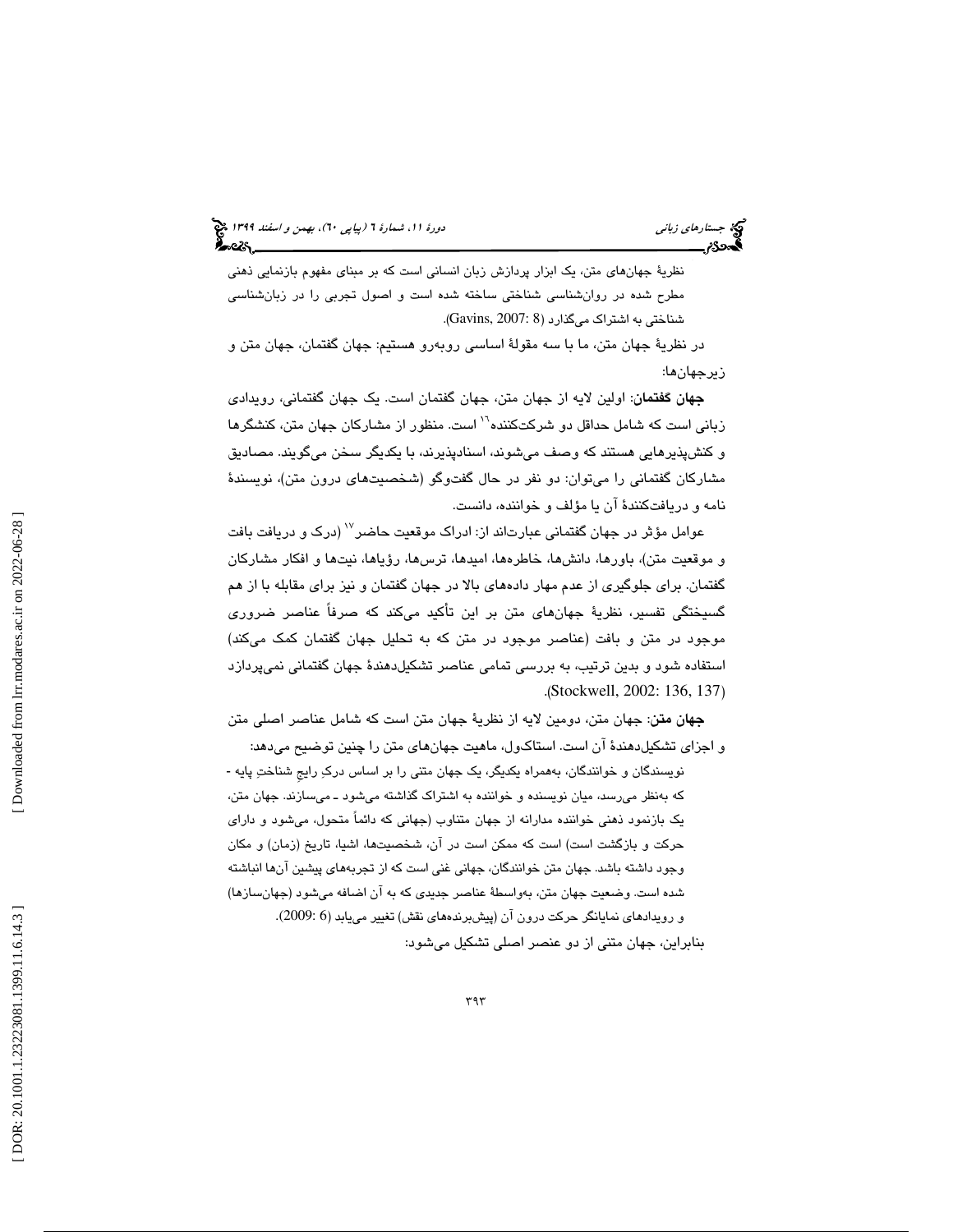نظریهٔ جهان‌های متن، یک ابزار پردازش زبان انسانی است که بر مبنای مفهوم بازنمایی ذهنی مطرح شده در روان‌شناسی شناختی ساخته شده است و اصول تجربی را در زبان‌شناسی شناختی به اشتراک می‌گذارد (Gavins, 2007: 8).

در نظریهٔ جهان متن، ما با سه مقولهٔ اساسی روبه‌رو هستیم: جهان گفتمان، جهان متن و زیرجهان‌ها:

**جهان گفتمان**: اولین لایه از جهان متن، جهان گفتمان است. یک جهان گفتمانی، رویدادی زبانی است که شامل حداقل دو شرکت‌کننده[16] است. منظور از مشارکان جهان متن، کنشگرها و کنش‌پذیرهایی هستند که وصف می‌شوند، اسنادپذیرند، با یکدیگر سخن می‌گویند. مصادیق مشارکان گفتمانی را می‌توان: دو نفر در حال گفت‌وگو (شخصیت‌های درون متن)، نویسندهٔ نامه و دریافت‌کنندهٔ آن یا مؤلف و خواننده، دانست.

عوامل مؤثر در جهان گفتمانی عبارت‌اند از: ادراک موقعیت حاضر[17] (درک و دریافت بافت و موقعیت متن)، باورها، دانش‌ها، خاطره‌ها، امیدها، ترس‌ها، رؤیاها، نیت‌ها و افکار مشارکان گفتمان. برای جلوگیری از عدم مهار داده‌های بالا در جهان گفتمان و نیز برای مقابله با از هم گسیختگی تفسیر، نظریهٔ جهان‌های متن بر این تأکید می‌کند که صرفاً عناصر ضروری موجود در متن و بافت (عناصر موجود در متن که به تحلیل جهان گفتمان کمک می‌کند) استفاده شود و بدین ترتیب، به بررسی تمامی عناصر تشکیل‌دهندهٔ جهان گفتمانی نمی‌پردازد (Stockwell, 2002: 136, 137).

**جهان متن**: جهان متن، دومین لایه از نظریهٔ جهان متن است که شامل عناصر اصلی متن و اجزای تشکیل‌دهندهٔ آن است. استاکول، ماهیت جهان‌های متن را چنین توضیح می‌دهد:

نویسندگان و خوانندگان، به‌همراه یکدیگر، یک جهان متنی را بر اساس درکِ رایجِ شناختِ پایه - که به‌نظر می‌رسد، میان نویسنده و خواننده به اشتراک گذاشته می‌شود ـ می‌سازند. جهان متن، یک بازنمود ذهنی خواننده مدارانه از جهان متناوب (جهانی که دائماً متحول، می‌شود و دارای حرکت و بازگشت است) است که ممکن است در آن، شخصیت‌ها، اشیا، تاریخ (زمان) و مکان وجود داشته باشد. جهان متن خوانندگان، جهانی غنی است که از تجربه‌های پیشین آن‌ها انباشته شده است. وضعیت جهان متن، به‌واسطهٔ عناصر جدیدی که به آن اضافه می‌شود (جهان‌سازها) و رویدادهای نمایانگر حرکت درون آن (پیش‌برنده‌های نقش) تغییر می‌یابد (6 :2009).

بنابراین، جهان متنی از دو عنصر اصلی تشکیل می‌شود: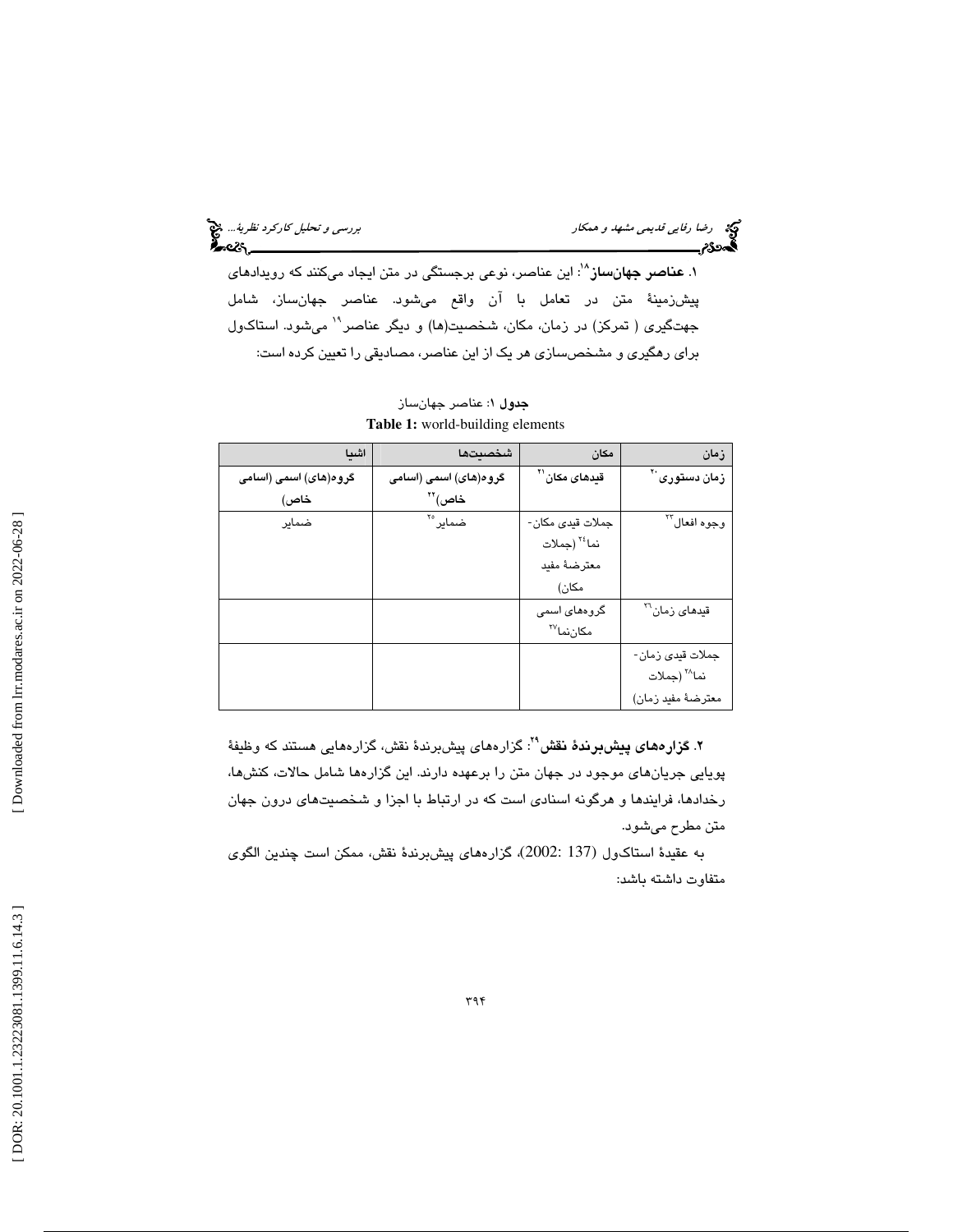۱. **عناصر جهان‌ساز**[18]: این عناصر، نوعی برجستگی در متن ایجاد می‌کنند که رویدادهای پیش‌زمینهٔ متن در تعامل با آن واقع می‌شود. عناصر جهان‌ساز، شامل جهت‌گیری ( تمرکز) در زمان، مکان، شخصیت(ها) و دیگر عناصر[19] می‌شود. استاکول برای رهگیری و مشخص‌سازی هر یک از این عناصر، مصادیقی را تعیین کرده است:

**جدول ۱**: عناصر جهان‌ساز

**Table 1:** world-building elements

| زمان | مکان | شخصیت‌ها | اشیا |
| --- | --- | --- | --- |
| **زمان دستوری**[20] | **قیدهای مکان**[21] | **گروه(های) اسمی (اسامی خاص)**[22] | **گروه(های) اسمی (اسامی خاص)** |
| وجوه افعال[23] | جملات قیدی مکان‌نما[24] (جملات معترضهٔ مفید مکان) | ضمایر[25] | ضمایر |
| قیدهای زمان[26] | گروه‌های اسمی مکان‌نما[27] | | |
| جملات قیدی زمان‌نما[28] (جملات معترضهٔ مفید زمان) | | | |

۲. **گزاره‌های پیش‌برندهٔ نقش**[29]: گزاره‌های پیش‌برندهٔ نقش، گزاره‌هایی هستند که وظیفهٔ پویایی جریان‌های موجود در جهان متن را برعهده دارند. این گزاره‌ها شامل حالات، کنش‌ها، رخدادها، فرایندها و هرگونه اسنادی است که در ارتباط با اجزا و شخصیت‌های درون جهان متن مطرح می‌شود.

به عقیدهٔ استاکول (2002: 137)، گزاره‌های پیش‌برندهٔ نقش، ممکن است چندین الگوی متفاوت داشته باشد: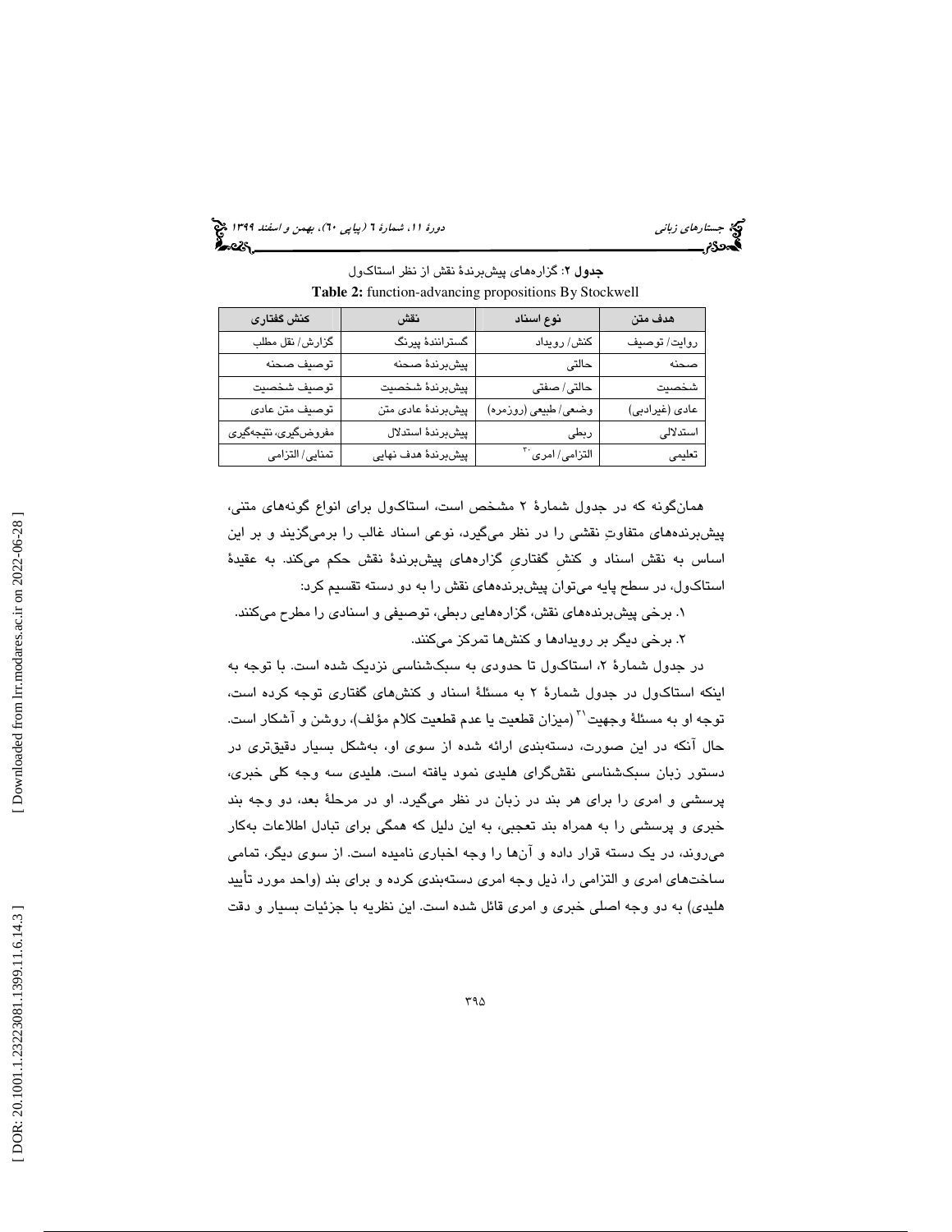**جدول ۲**: گزاره‌های پیش‌برندهٔ نقش از نظر استاکول

**Table 2:** function-advancing propositions By Stockwell

| هدف متن | نوع اسناد | نقش | کنش گفتاری |
|---|---|---|---|
| روایت/ توصیف | کنش/ رویداد | گسترانندهٔ پیرنگ | گزارش/ نقل مطلب |
| صحنه | حالتی | پیش‌برندهٔ صحنه | توصیف صحنه |
| شخصیت | حالتی/ صفتی | پیش‌برندهٔ شخصیت | توصیف شخصیت |
| عادی (غیرادبی) | وضعی/ طبیعی (روزمره) | پیش‌برندهٔ عادی متن | توصیف متن عادی |
| استدلالی | ربطی | پیش‌برندهٔ استدلال | مفروض‌گیری، نتیجه‌گیری |
| تعلیمی | التزامی/ امری[۳۰] | پیش‌برندهٔ هدف نهایی | تمنایی/ التزامی |

همان‌گونه که در جدول شمارهٔ ۲ مشخص است، استاکول برای انواع گونه‌های متنی، پیش‌برنده‌های متفاوتِ نقشی را در نظر می‌گیرد، نوعی اسناد غالب را برمی‌گزیند و بر این اساس به نقش اسناد و کنشِ گفتاریِ گزاره‌های پیش‌برندهٔ نقش حکم می‌کند. به عقیدهٔ استاکول، در سطح پایه می‌توان پیش‌برنده‌های نقش را به دو دسته تقسیم کرد:

۱. برخی پیش‌برنده‌های نقش، گزاره‌هایی ربطی، توصیفی و اسنادی را مطرح می‌کنند.

۲. برخی دیگر بر رویدادها و کنش‌ها تمرکز می‌کنند.

در جدول شمارهٔ ۲، استاکول تا حدودی به سبک‌شناسی نزدیک شده است. با توجه به اینکه استاکول در جدول شمارهٔ ۲ به مسئلهٔ اسناد و کنش‌های گفتاری توجه کرده است، توجه او به مسئلهٔ وجهیت[۳۱] (میزان قطعیت یا عدم قطعیت کلام مؤلف)، روشن و آشکار است. حال آنکه در این صورت، دسته‌بندی ارائه شده از سوی او، به‌شکل بسیار دقیق‌تری در دستور زبان سبک‌شناسی نقش‌گرای هلیدی نمود یافته است. هلیدی سه وجه کلی خبری، پرسشی و امری را برای هر بند در زبان در نظر می‌گیرد. او در مرحلهٔ بعد، دو وجه بند خبری و پرسشی را به همراه بند تعجبی، به این دلیل که همگی برای تبادل اطلاعات به‌کار می‌روند، در یک دسته قرار داده و آن‌ها را وجه اخباری نامیده است. از سوی دیگر، تمامی ساخت‌های امری و التزامی را، ذیل وجه امری دسته‌بندی کرده و برای بند (واحد مورد تأیید هلیدی) به دو وجه اصلی خبری و امری قائل شده است. این نظریه با جزئیات بسیار و دقت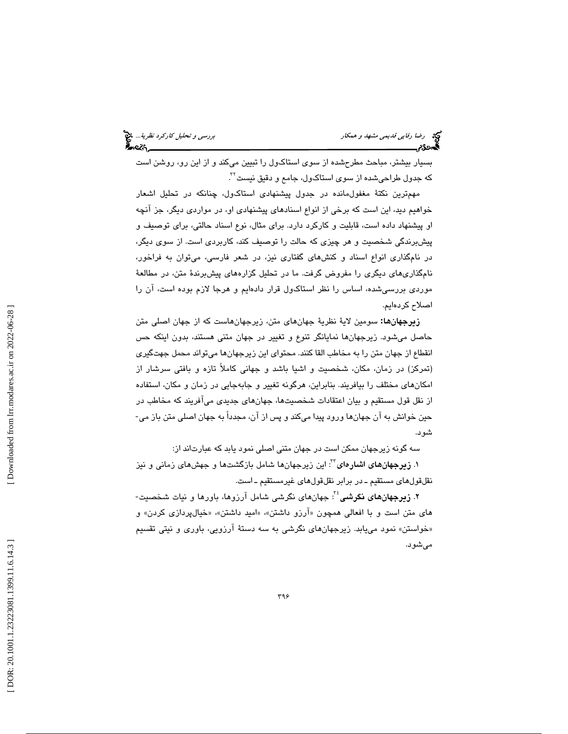بسیار بیشتر، مباحث مطرح‌شده از سوی استاکول را تبیین می‌کند و از این رو، روشن است که جدول طراحی‌شده از سوی استاکول، جامع و دقیق نیست[32].

مهم‌ترین نکتهٔ مغفول‌مانده در جدول پیشنهادی استاکول، چنانکه در تحلیل اشعار خواهیم دید، این است که برخی از انواع اسنادهای پیشنهادی او، در مواردی دیگر، جز آنچه او پیشنهاد داده است، قابلیت و کارکرد دارد. برای مثال، نوع اسناد حالتی، برای توصیف و پیش‌برندگی شخصیت و هر چیزی که حالت را توصیف کند، کاربردی است. از سوی دیگر، در نام‌گذاری انواع اسناد و کنش‌های گفتاری نیز، در شعر فارسی، می‌توان به فراخور، نام‌گذاری‌های دیگری را مفروض گرفت. ما در تحلیل گزاره‌های پیش‌برندهٔ متن، در مطالعهٔ موردی بررسی‌شده، اساس را نظر استاکول قرار داده‌ایم و هرجا لازم بوده است، آن را اصلاح کرده‌ایم.

**زیرجهان‌ها:** سومین لایهٔ نظریهٔ جهان‌های متن، زیرجهان‌هاست که از جهان اصلی متن حاصل می‌شود. زیرجهان‌ها نمایانگر تنوع و تغییر در جهان متنی هستند، بدون اینکه حس انقطاع از جهان متن را به مخاطب القا کنند. محتوای این زیرجهان‌ها می‌تواند محمل جهت‌گیری (تمرکز) در زمان، مکان، شخصیت و اشیا باشد و جهانی کاملاً تازه و بافتی سرشار از امکان‌های مختلف را بیافریند. بنابراین، هرگونه تغییر و جابه‌جایی در زمان و مکان، استفاده از نقل قول مستقیم و بیان اعتقادات شخصیت‌ها، جهان‌های جدیدی می‌آفریند که مخاطب در حین خوانش به آن جهان‌ها ورود پیدا می‌کند و پس از آن، مجدداً به جهان اصلی متن باز می‌شود.

سه گونه زیرجهان ممکن است در جهان متنی اصلی نمود یابد که عبارت‌اند از:

۱. **زیرجهان‌های اشاره‌ای**[33]: این زیرجهان‌ها شامل بازگشت‌ها و جهش‌های زمانی و نیز نقل‌قول‌های مستقیم ـ در برابر نقل‌قول‌های غیرمستقیم ـ است.

۲. **زیرجهان‌های نگرشی**[34]: جهان‌های نگرشی شامل آرزوها، باورها و نیات شخصیت‌های متن است و با افعالی همچون «آرزو داشتن»، «امید داشتن»، «خیال‌پردازی کردن» و «خواستن» نمود می‌یابد. زیرجهان‌های نگرشی به سه دستهٔ آرزویی، باوری و نیتی تقسیم می‌شود.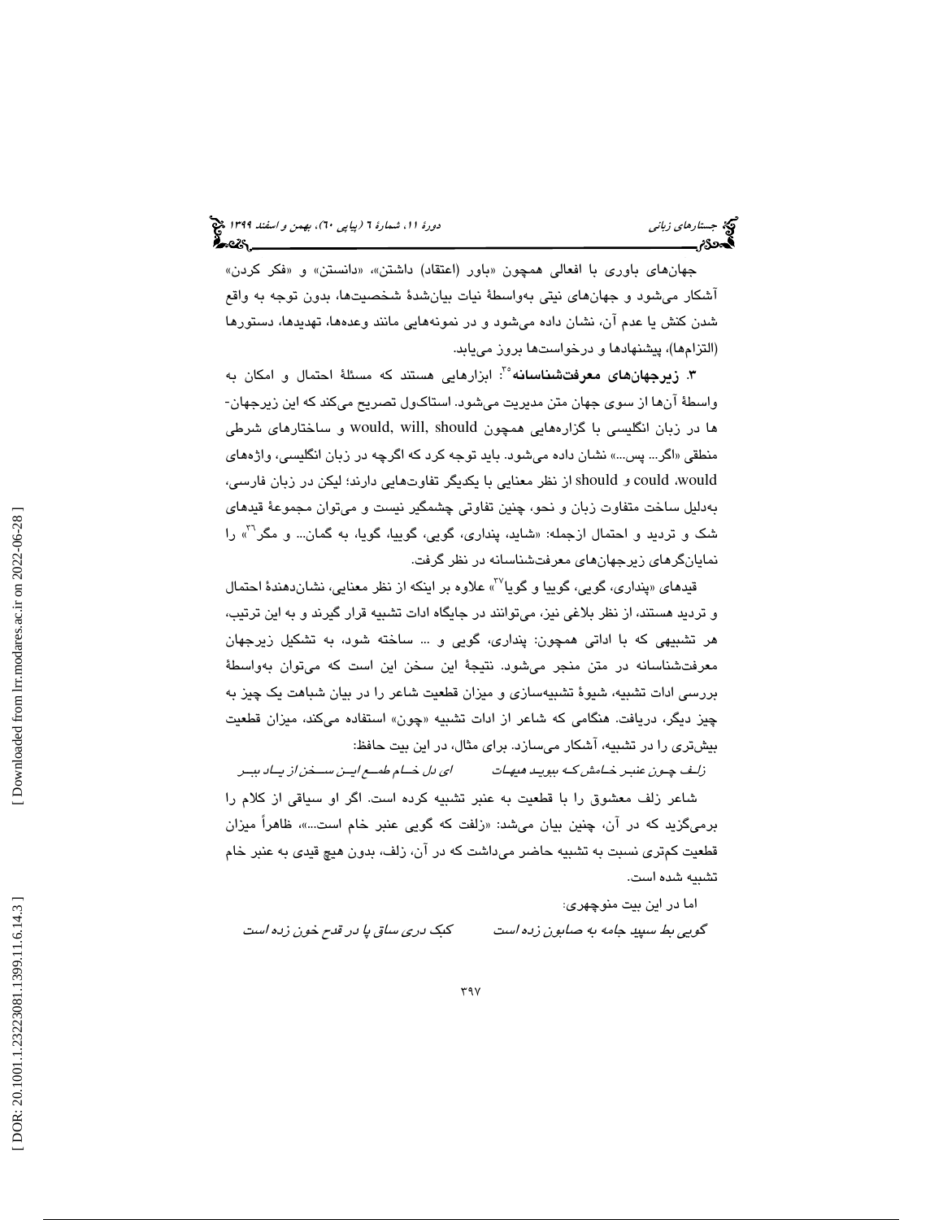جهان‌های باوری با افعالی همچون «باور (اعتقاد) داشتن»، «دانستن» و «فکر کردن» آشکار می‌شود و جهان‌های نیتی به‌واسطۀ نیات بیان‌شدۀ شخصیت‌ها، بدون توجه به واقع شدن کنش یا عدم آن، نشان داده می‌شود و در نمونه‌هایی مانند وعده‌ها، تهدیدها، دستورها (التزام‌ها)، پیشنهادها و درخواست‌ها بروز می‌یابد.

۳. **زیرجهان‌های معرفت‌شناسانه**[35]: ابزارهایی هستند که مسئلۀ احتمال و امکان به واسطۀ آن‌ها از سوی جهان متن مدیریت می‌شود. استاکول تصریح می‌کند که این زیرجهان‌ها در زبان انگلیسی با گزاره‌هایی همچون would, will, should و ساختارهای شرطی منطقی «اگر... پس...» نشان داده می‌شود. باید توجه کرد که اگرچه در زبان انگلیسی، واژه‌های would، could و should از نظر معنایی با یکدیگر تفاوت‌هایی دارند؛ لیکن در زبان فارسی، به‌دلیل ساخت متفاوت زبان و نحو، چنین تفاوتی چشمگیر نیست و می‌توان مجموعۀ قیدهای شک و تردید و احتمال ازجمله: «شاید، پنداری، گویی، گوییا، گویا، به گمان... و مگر[36]» را نمایانگرهای زیرجهان‌های معرفت‌شناسانه در نظر گرفت.

قیدهای «پنداری، گویی، گوییا و گویا[37]» علاوه بر اینکه از نظر معنایی، نشان‌دهندۀ احتمال و تردید هستند، از نظر بلاغی نیز، می‌توانند در جایگاه ادات تشبیه قرار گیرند و به این ترتیب، هر تشبیهی که با اداتی همچون: پنداری، گویی و ... ساخته شود، به تشکیل زیرجهان معرفت‌شناسانه در متن منجر می‌شود. نتیجۀ این سخن این است که می‌توان به‌واسطۀ بررسی ادات تشبیه، شیوۀ تشبیه‌سازی و میزان قطعیت شاعر را در بیان شباهت یک چیز به چیز دیگر، دریافت. هنگامی که شاعر از ادات تشبیه «چون» استفاده می‌کند، میزان قطعیت بیش‌تری را در تشبیه، آشکار می‌سازد. برای مثال، در این بیت حافظ:

*زلف چون عنبر خامش که ببوید هیهات*　　　*ای دل خام طمع این سخن از یاد ببر*

شاعر زلف معشوق را با قطعیت به عنبر تشبیه کرده است. اگر او سیاقی از کلام را برمی‌گزید که در آن، چنین بیان می‌شد: «زلفت که گویی عنبر خام است...»، ظاهراً میزان قطعیت کم‌تری نسبت به تشبیه حاضر می‌داشت که در آن، زلف، بدون هیچ قیدی به عنبر خام تشبیه شده است.

اما در این بیت منوچهری:

*گویی بط سپید جامه به صابون زده است*　　　*کبک دری ساق پا در قدح خون زده است*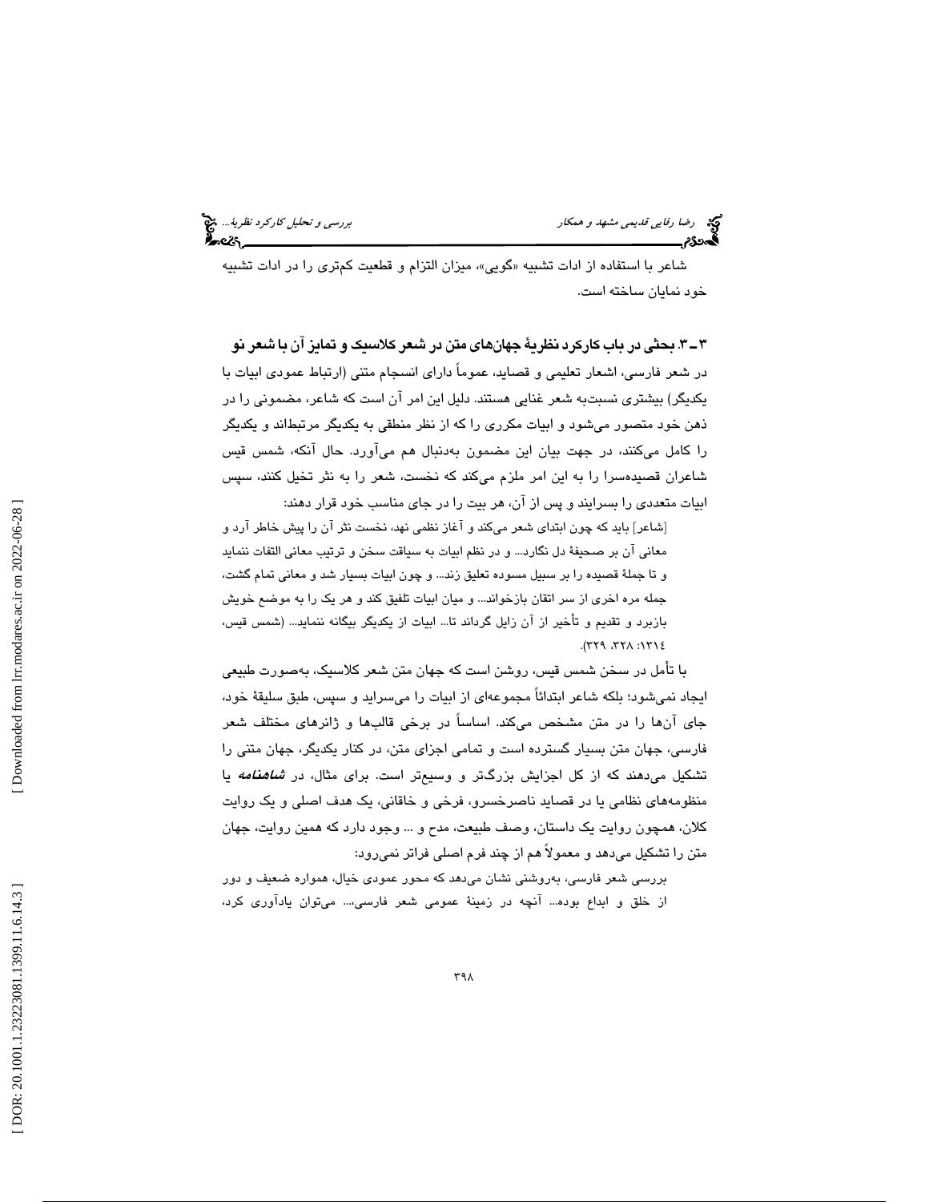شاعر با استفاده از ادات تشبیه «گویی»، میزان التزام و قطعیت کم‌تری را در ادات تشبیه خود نمایان ساخته است.

## ۳ ـ ۳. بحثی در باب کارکرد نظریهٔ جهان‌های متن در شعر کلاسیک و تمایز آن با شعر نو

در شعر فارسی، اشعار تعلیمی و قصاید، عموماً دارای انسجام متنی (ارتباط عمودی ابیات با یکدیگر) بیشتری نسبت‌به شعر غنایی هستند. دلیل این امر آن است که شاعر، مضمونی را در ذهن خود متصور می‌شود و ابیات مکرری را که از نظر منطقی به یکدیگر مرتبط‌اند و یکدیگر را کامل می‌کنند، در جهت بیان این مضمون به‌دنبال هم می‌آورد. حال آنکه، شمس قیس شاعران قصیده‌سرا را به این امر ملزم می‌کند که نخست، شعر را به نثر تخیل کنند، سپس ابیات متعددی را بسرایند و پس از آن، هر بیت را در جای مناسب خود قرار دهند:

> [شاعر] باید که چون ابتدای شعر می‌کند و آغاز نظمی نهد، نخست نثر آن را پیش خاطر آرد و معانی آن بر صحیفهٔ دل نگارد... و در نظم ابیات به سیاقت سخن و ترتیب معانی التفات ننماید و تا جملهٔ قصیده را بر سبیل مسوده تعلیق زند... و چون ابیات بسیار شد و معانی تمام گشت، جمله مره اخری از سر اتقان بازخواند... و میان ابیات تلفیق کند و هر یک را به موضع خویش بازبرد و تقدیم و تأخیر از آن زایل گرداند تا... ابیات از یکدیگر بیگانه ننماید... (شمس قیس، ۱۳۱٤: ۳۲۸، ۳۲۹).

با تأمل در سخن شمس قیس، روشن است که جهان متن شعر کلاسیک، به‌صورت طبیعی ایجاد نمی‌شود؛ بلکه شاعر ابتدائاً مجموعه‌ای از ابیات را می‌سراید و سپس، طبق سلیقهٔ خود، جای آن‌ها را در متن مشخص می‌کند. اساساً در برخی قالب‌ها و ژانرهای مختلف شعر فارسی، جهان متن بسیار گسترده است و تمامی اجزای متن، در کنار یکدیگر، جهان متنی را تشکیل می‌دهند که از کل اجزایش بزرگ‌تر و وسیع‌تر است. برای مثال، در ***شاهنامه*** یا منظومه‌های نظامی یا در قصاید ناصرخسرو، فرخی و خاقانی، یک هدف اصلی و یک روایت کلان، همچون روایت یک داستان، وصف طبیعت، مدح و ... وجود دارد که همین روایت، جهان متن را تشکیل می‌دهد و معمولاً هم از چند فرم اصلی فراتر نمی‌رود:

> بررسی شعر فارسی، به‌روشنی نشان می‌دهد که محور عمودی خیال، همواره ضعیف و دور از خلق و ابداع بوده... آنچه در زمینهٔ عمومی شعر فارسی،... می‌توان یادآوری کرد،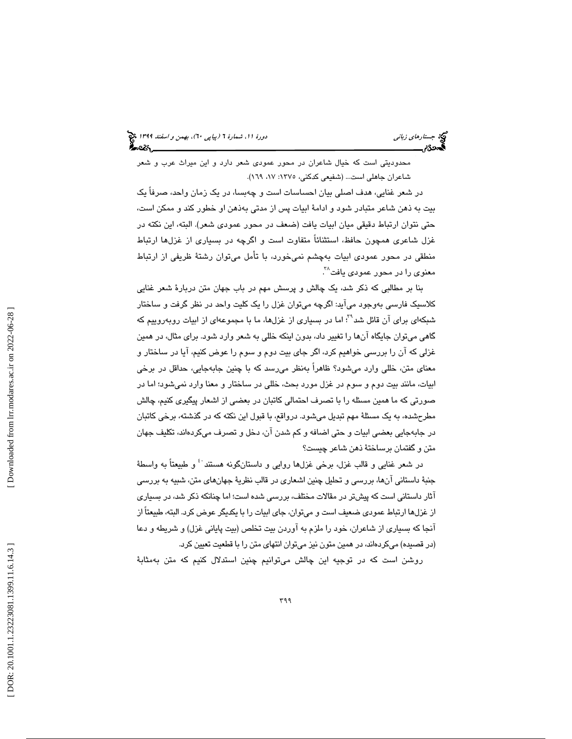محدودیتی است که خیال شاعران در محور عمودی شعر دارد و این میراث عرب و شعر شاعران جاهلی است... (شفیعی کدکنی، ۱۳۷۵: ۱۷، ۱۶۹).

در شعر غنایی، هدف اصلی بیان احساسات است و چه‌بسا، در یک زمان واحد، صرفاً یک بیت به ذهن شاعر متبادر شود و ادامهٔ ابیات پس از مدتی به‌ذهن او خطور کند و ممکن است، حتی نتوان ارتباط دقیقی میان ابیات یافت (ضعف در محور عمودی شعر). البته، این نکته در غزل شاعری همچون حافظ، استثنائاً متفاوت است و اگرچه در بسیاری از غزل‌ها ارتباط منطقی در محور عمودی ابیات به‌چشم نمی‌خورد، با تأمل می‌توان رشتهٔ ظریفی از ارتباط معنوی را در محور عمودی یافت[۳۸].

بنا بر مطالبی که ذکر شد، یک چالش و پرسش مهم در باب جهان متن دربارهٔ شعر غنایی کلاسیک فارسی به‌وجود می‌آید: اگرچه می‌توان غزل را یک کلیت واحد در نظر گرفت و ساختار شبکه‌ای برای آن قائل شد[۳۹]؛ اما در بسیاری از غزل‌ها، ما با مجموعه‌ای از ابیات روبه‌روییم که گاهی می‌توان جایگاه آن‌ها را تغییر داد، بدون اینکه خللی به شعر وارد شود. برای مثال، در همین غزلی که آن را بررسی خواهیم کرد، اگر جای بیت دوم و سوم را عوض کنیم، آیا در ساختار و معنای متن، خللی وارد می‌شود؟ ظاهراً به‌نظر می‌رسد که با چنین جابه‌جایی، حداقل در برخی ابیات، مانند بیت دوم و سوم در غزل مورد بحث، خللی در ساختار و معنا وارد نمی‌شود؛ اما در صورتی که ما همین مسئله را با تصرف احتمالی کاتبان در بعضی از اشعار پیگیری کنیم، چالش مطرح‌شده، به یک مسئلهٔ مهم تبدیل می‌شود. درواقع، با قبول این نکته که در گذشته، برخی کاتبان در جابه‌جایی بعضی ابیات و حتی اضافه و کم شدن آن، دخل و تصرف می‌کرده‌اند، تکلیف جهان متن و گفتمان برساختهٔ ذهن شاعر چیست؟

در شعر غنایی و قالب غزل، برخی غزل‌ها روایی و داستان‌گونه هستند[۴۰] و طبیعتاً به واسطهٔ جنبهٔ داستانی آن‌ها، بررسی و تحلیل چنین اشعاری در قالب نظریهٔ جهان‌های متن، شبیه به بررسی آثار داستانی است که پیش‌تر در مقالات مختلف، بررسی شده است؛ اما چنانکه ذکر شد، در بسیاری از غزل‌ها ارتباط عمودی ضعیف است و می‌توان، جای ابیات را با یکدیگر عوض کرد. البته، طبیعتاً از آنجا که بسیاری از شاعران، خود را ملزم به آوردن بیت تخلص (بیت پایانی غزل) و شریطه و دعا (در قصیده) می‌کرده‌اند، در همین متون نیز می‌توان انتهای متن را با قطعیت تعیین کرد.

روشن است که در توجیه این چالش می‌توانیم چنین استدلال کنیم که متن به‌مثابهٔ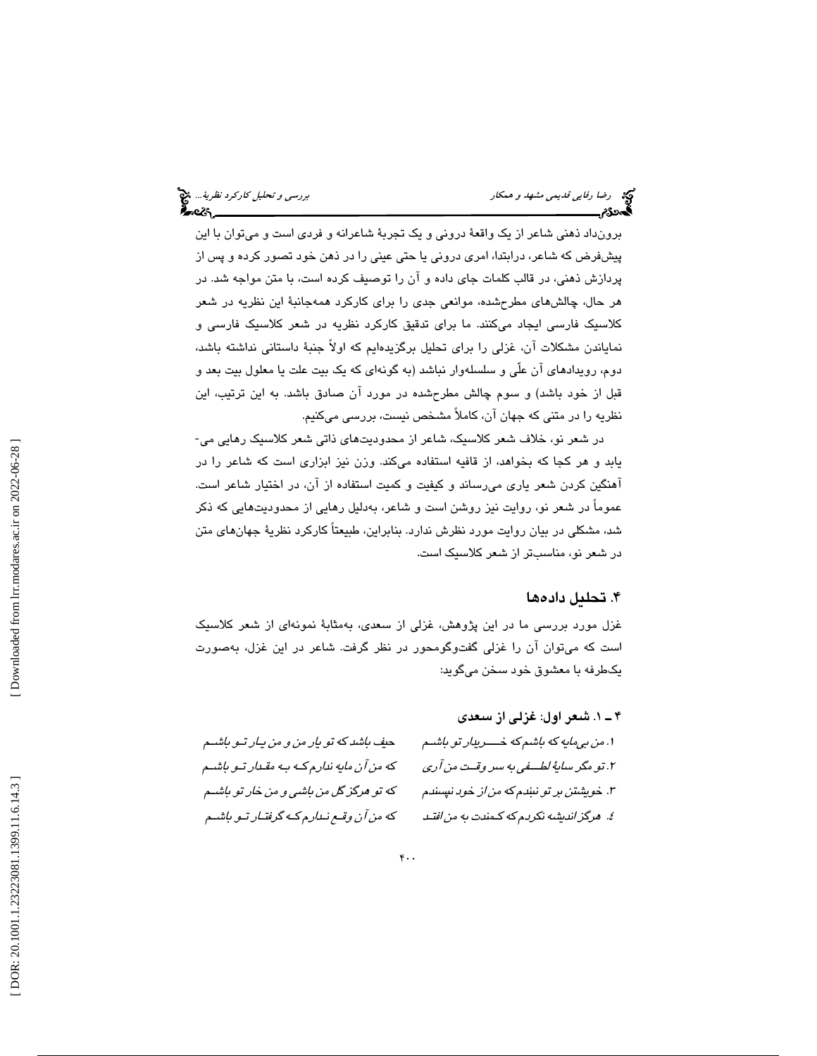برون‌داد ذهنی شاعر از یک واقعهٔ درونی و یک تجربهٔ شاعرانه و فردی است و می‌توان با این پیش‌فرض که شاعر، درابتدا، امری درونی یا حتی عینی را در ذهن خود تصور کرده و پس از پردازش ذهنی، در قالب کلمات جای داده و آن را توصیف کرده است، با متن مواجه شد. در هر حال، چالش‌های مطرح‌شده، موانعی جدی را برای کارکرد همه‌جانبهٔ این نظریه در شعر کلاسیک فارسی ایجاد می‌کنند. ما برای تدقیق کارکرد نظریه در شعر کلاسیک فارسی و نمایاندن مشکلات آن، غزلی را برای تحلیل برگزیده‌ایم که اولاً جنبهٔ داستانی نداشته باشد، دوم، رویدادهای آن علّی و سلسله‌وار نباشد (به گونه‌ای که یک بیت علت یا معلول بیت بعد و قبل از خود باشد) و سوم چالش مطرح‌شده در مورد آن صادق باشد. به این ترتیب، این نظریه را در متنی که جهان آن، کاملاً مشخص نیست، بررسی می‌کنیم.

در شعر نو، خلاف شعر کلاسیک، شاعر از محدودیت‌های ذاتی شعر کلاسیک رهایی می‌یابد و هر کجا که بخواهد، از قافیه استفاده می‌کند. وزن نیز ابزاری است که شاعر را در آهنگین کردن شعر یاری می‌رساند و کیفیت و کمیت استفاده از آن، در اختیار شاعر است. عموماً در شعر نو، روایت نیز روشن است و شاعر، به‌دلیل رهایی از محدودیت‌هایی که ذکر شد، مشکلی در بیان روایت مورد نظرش ندارد. بنابراین، طبیعتاً کارکرد نظریهٔ جهان‌های متن در شعر نو، مناسب‌تر از شعر کلاسیک است.

## ۴. تحلیل داده‌ها

غزل مورد بررسی ما در این پژوهش، غزلی از سعدی، به‌مثابهٔ نمونه‌ای از شعر کلاسیک است که می‌توان آن را غزلی گفت‌وگومحور در نظر گرفت. شاعر در این غزل، به‌صورت یک‌طرفه با معشوق خود سخن می‌گوید:

### ۴ ـ ۱. شعر اول: غزلی از سعدی

*۱. من بی‌مایه که باشم که خریدار تو باشم — حیف باشد که تو یار من و من یار تو باشم*

*۲. تو مگر سایهٔ لطفی به سر وقت من آری — که من آن مایه ندارم که به مقدار تو باشم*

*۳. خویشتن بر تو نبندم که من از خود نپسندم — که تو هرگز گل من باشی و من خار تو باشم*

*۴. هرگز اندیشه نکردم که کمندت به من افتد — که من آن وقع ندارم که گرفتار تو باشم*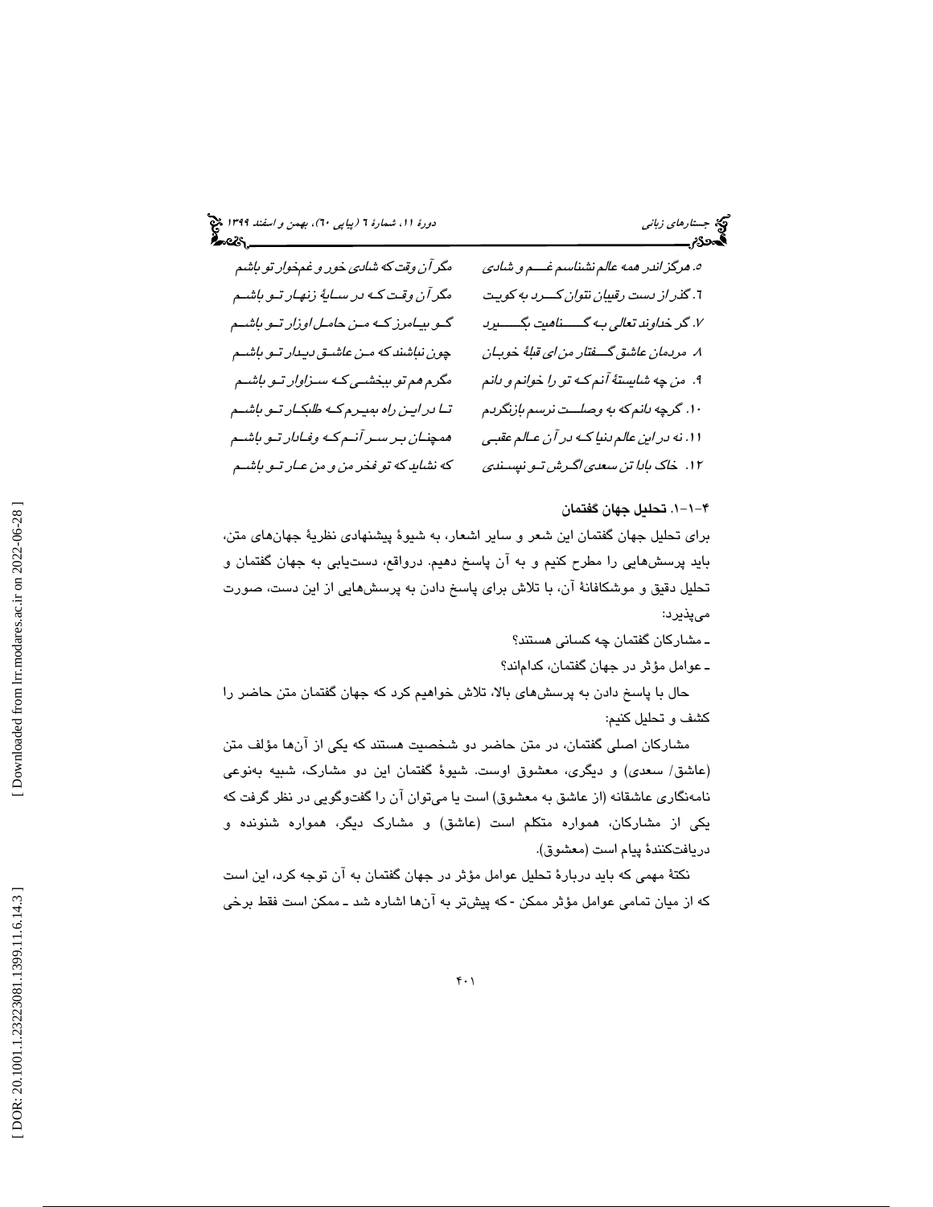۵. هرگز اندر همه عالم نشناسم غــــم و شادی — مگر آن وقت که شادی خور و غمخوار تو باشم

۶. گذر از دست رقیبان نتوان کـــرد به کویت — مگر آن وقت کـه در سـایهٔ زنهـار تـو باشـم

۷. گر خداوند تعالی بـه گـــــناهیت بگــــیرد — گـو بیـامرز کـه مـن حامـل اوزار تـو باشـم

۸. مردمان عاشق گـــفتار من ای قبلهٔ خوبـان — چون نباشند که مـن عاشـق دیـدار تـو باشـم

۹. من چه شایستهٔ آنم کـه تو را خوانم و دانم — مگرم هم تو ببخشـی کـه سـزاوار تـو باشـم

۱۰. گرچه دانم که به وصلـــت نرسم بازنگردم — تـا در ایـن راه بمیـرم کـه طلبکـار تـو باشـم

۱۱. نه در این عالم دنیا کـه در آن عـالم عقبـی — همچنـان بـر سـر آنـم کـه وفـادار تـو باشـم

۱۲. خاک بادا تن سعدی اگـرش تـو نپسـندی — که نشاید که تو فخر من و من عـار تـو باشـم

### ۴-۱-۱. تحلیل جهان گفتمان

برای تحلیل جهان گفتمان این شعر و سایر اشعار، به شیوهٔ پیشنهادی نظریهٔ جهان‌های متن، باید پرسش‌هایی را مطرح کنیم و به آن پاسخ دهیم. درواقع، دست‌یابی به جهان گفتمان و تحلیل دقیق و موشکافانهٔ آن، با تلاش برای پاسخ دادن به پرسش‌هایی از این دست، صورت می‌پذیرد:

- مشارکان گفتمان چه کسانی هستند؟
- عوامل مؤثر در جهان گفتمان، کدام‌اند؟

حال با پاسخ دادن به پرسش‌های بالا، تلاش خواهیم کرد که جهان گفتمان متن حاضر را کشف و تحلیل کنیم:

مشارکان اصلی گفتمان، در متن حاضر دو شخصیت هستند که یکی از آن‌ها مؤلف متن (عاشق/ سعدی) و دیگری، معشوق اوست. شیوهٔ گفتمان این دو مشارک، شبیه به‌نوعی نامه‌نگاری عاشقانه (از عاشق به معشوق) است یا می‌توان آن را گفت‌وگویی در نظر گرفت که یکی از مشارکان، همواره متکلم است (عاشق) و مشارک دیگر، همواره شنونده و دریافت‌کنندهٔ پیام است (معشوق).

نکتهٔ مهمی که باید دربارهٔ تحلیل عوامل مؤثر در جهان گفتمان به آن توجه کرد، این است که از میان تمامی عوامل مؤثر ممکن -که پیش‌تر به آن‌ها اشاره شد ـ ممکن است فقط برخی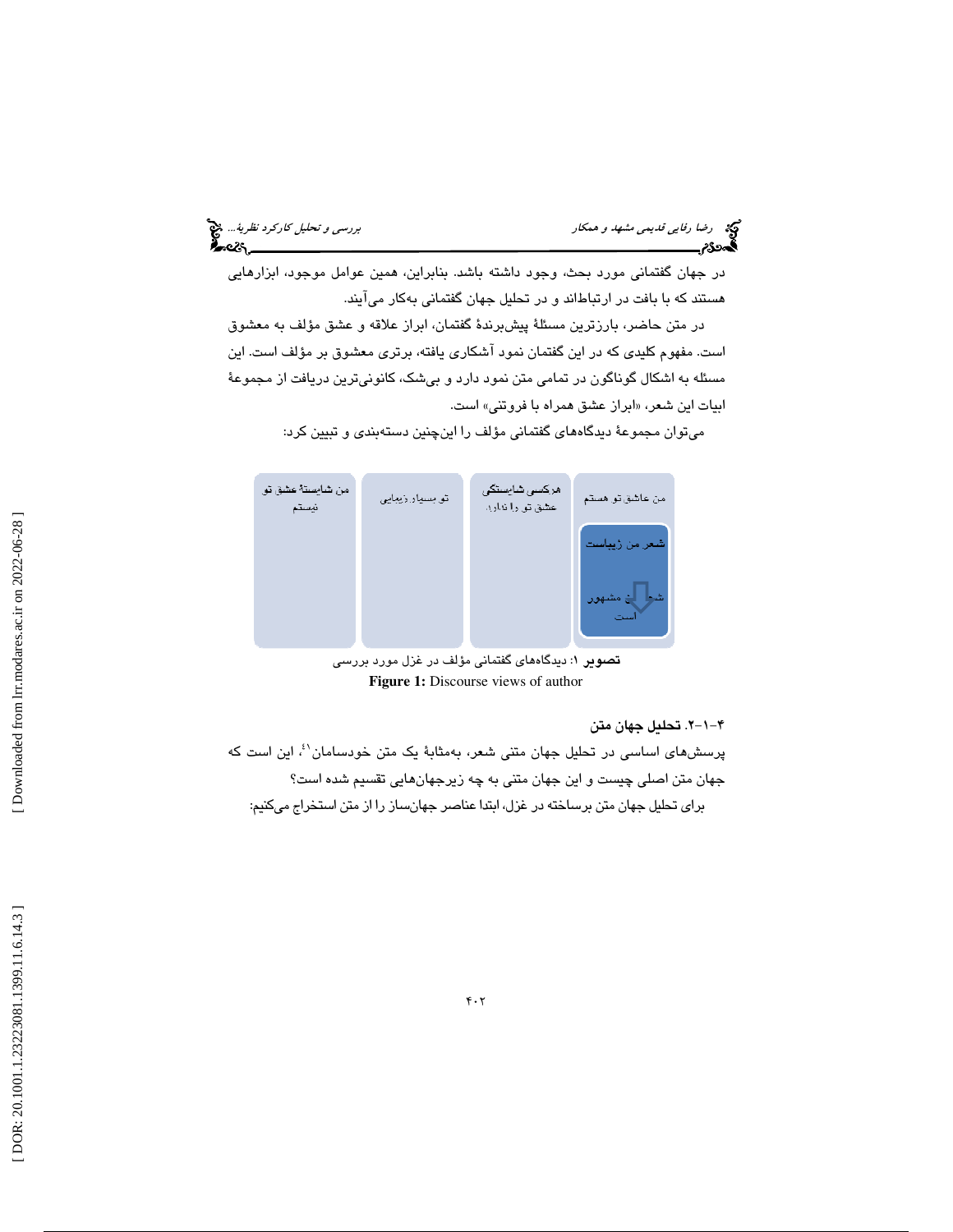در جهان گفتمانی مورد بحث، وجود داشته باشد. بنابراین، همین عوامل موجود، ابزارهایی هستند که با بافت در ارتباط‌اند و در تحلیل جهان گفتمانی به‌کار می‌آیند.

در متن حاضر، بارزترین مسئلهٔ پیش‌برندهٔ گفتمان، ابراز علاقه و عشق مؤلف به معشوق است. مفهوم کلیدی که در این گفتمان نمود آشکاری یافته، برتری معشوق بر مؤلف است. این مسئله به اشکال گوناگون در تمامی متن نمود دارد و بی‌شک، کانونی‌ترین دریافت از مجموعهٔ ابیات این شعر، «ابراز عشق همراه با فروتنی» است.

می‌توان مجموعهٔ دیدگاه‌های گفتمانی مؤلف را این‌چنین دسته‌بندی و تبیین کرد:

| من عاشق تو هستم | هرکسی شایستگی عشق تو را ندارد. | تو بسیار زیبایی | من شایستهٔ عشق تو نیستم |
|---|---|---|---|
| شعر من زیباست ← شعر من مشهور است | | | |

**تصویر ۱**: دیدگاه‌های گفتمانی مؤلف در غزل مورد بررسی

**Figure 1:** Discourse views of author

### ۴-۱-۲. تحلیل جهان متن

پرسش‌های اساسی در تحلیل جهان متنی شعر، به‌مثابهٔ یک متن خودسامان[۴۱]، این است که جهان متن اصلی چیست و این جهان متنی به چه زیرجهان‌هایی تقسیم شده است؟

برای تحلیل جهان متن برساخته در غزل، ابتدا عناصر جهان‌ساز را از متن استخراج می‌کنیم: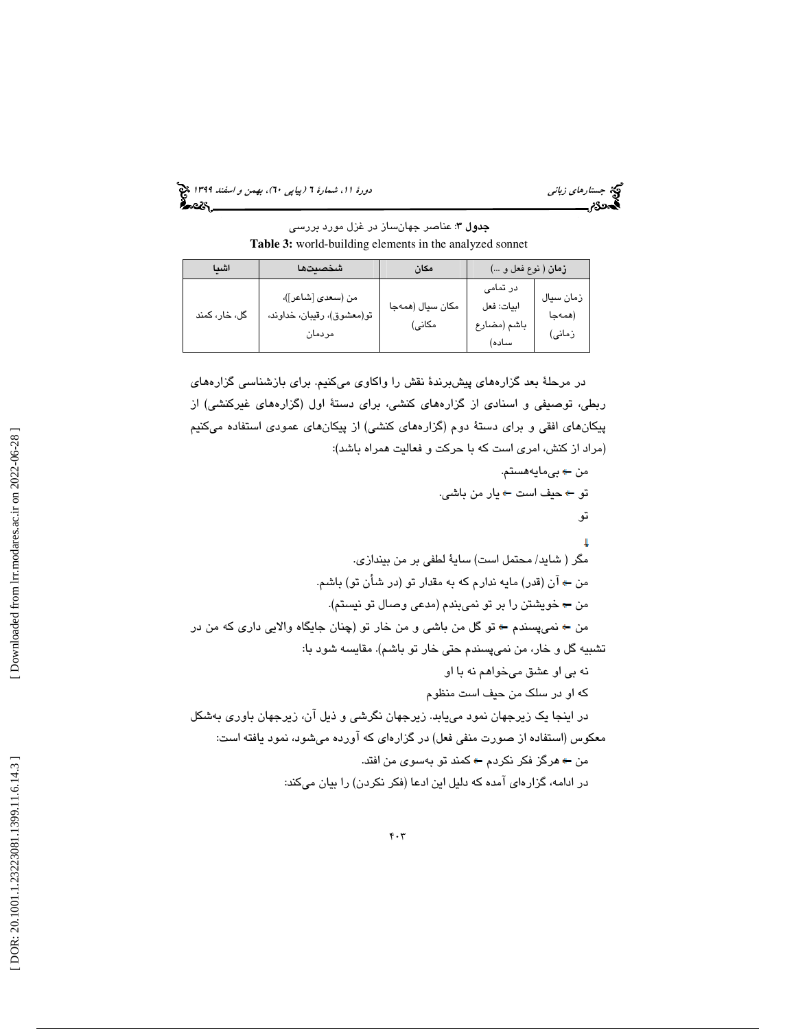**جدول ۳:** عناصر جهان‌ساز در غزل مورد بررسی

**Table 3:** world-building elements in the analyzed sonnet

| زمان ( نوع فعل و ...) | | مکان | شخصیت‌ها | اشیا |
|---|---|---|---|---|
| زمان سیال (همه‌جا زمانی) | در تمامی ابیات: فعل باشم (مضارع ساده) | مکان سیال (همه‌جا مکانی) | من (سعدی [شاعر])، تو(معشوق)، رقیبان، خداوند، مردمان | گل، خار، کمند |

در مرحلهٔ بعد گزاره‌های پیش‌برندهٔ نقش را واکاوی می‌کنیم. برای بازشناسی گزاره‌های ربطی، توصیفی و اسنادی از گزاره‌های کنشی، برای دستهٔ اول (گزاره‌های غیرکنشی) از پیکان‌های افقی و برای دستهٔ دوم (گزاره‌های کنشی) از پیکان‌های عمودی استفاده می‌کنیم (مراد از کنش، امری است که با حرکت و فعالیت همراه باشد):

من ← بی‌مایه‌هستم.

تو ← حیف است ← یار من باشی.

تو

↓

مگر ( شاید/ محتمل است) سایهٔ لطفی بر من بیندازی.

من ← آن (قدر) مایه ندارم که به مقدار تو (در شأن تو) باشم.

من ← خویشتن را بر تو نمی‌بندم (مدعی وصال تو نیستم).

من ← نمی‌پسندم ← تو گل من باشی و من خار تو (چنان جایگاه والایی داری که من در تشبیه گل و خار، من نمی‌پسندم حتی خار تو باشم). مقایسه شود با:

نه بی او عشق می‌خواهم نه با او

که او در سلک من حیف است منظوم

در اینجا یک زیرجهان نمود می‌یابد. زیرجهان نگرشی و ذیل آن، زیرجهان باوری به‌شکل معکوس (استفاده از صورت منفی فعل) در گزاره‌ای که آورده می‌شود، نمود یافته است:

من ← هرگز فکر نکردم ← کمند تو به‌سوی من افتد.

در ادامه، گزاره‌ای آمده که دلیل این ادعا (فکر نکردن) را بیان می‌کند: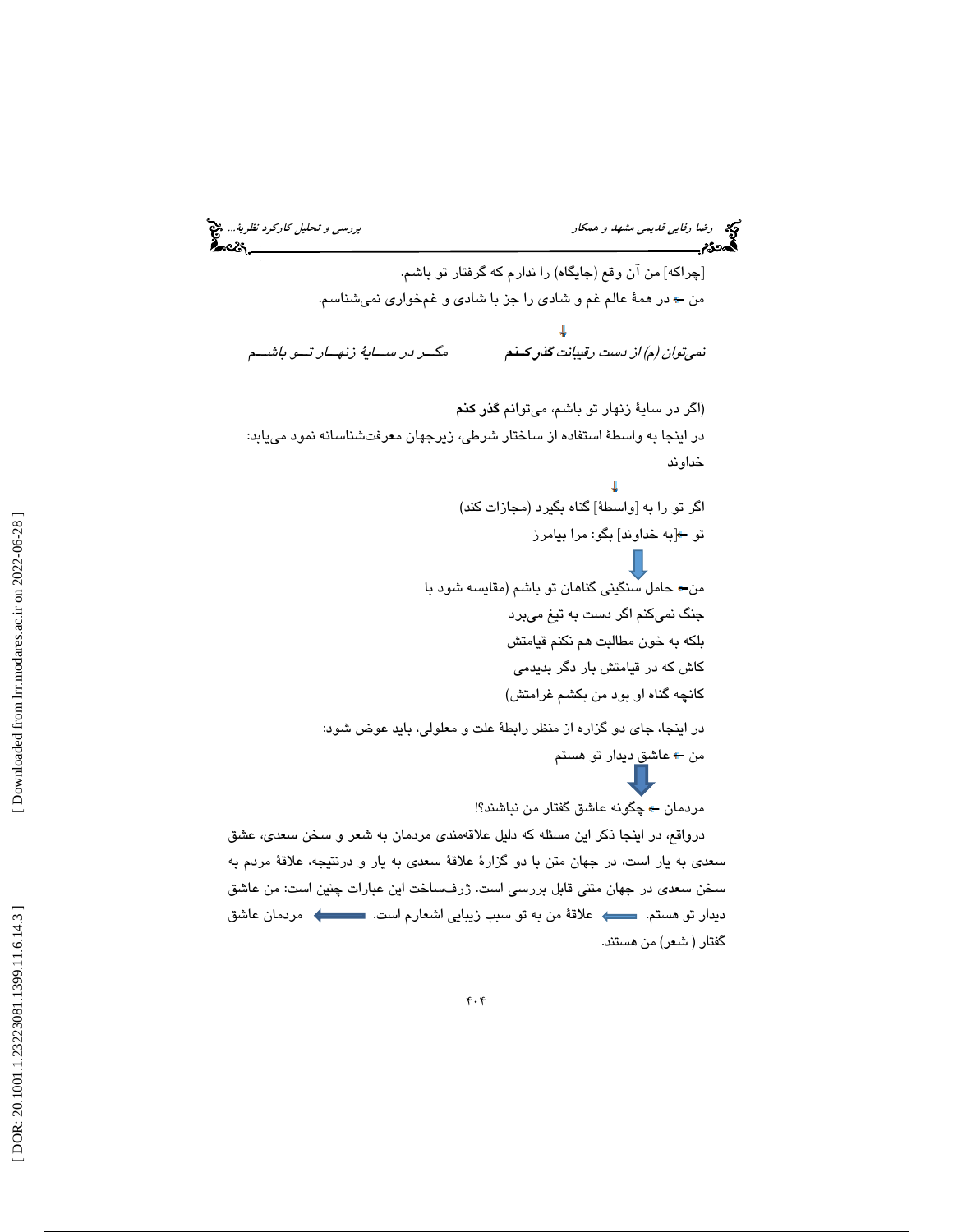[چراکه] من آن وقع (جایگاه) را ندارم که گرفتار تو باشم.

من ← در همهٔ عالم غم و شادی را جز با شادی و غم‌خواری نمی‌شناسم.

↓

*نمی‌توان (م) از دست رقیبانت **گذر کنم***　　　*مگر در سایهٔ زنهار تو باشم*

(اگر در سایهٔ زنهار تو باشم، می‌توانم **گذر کنم**

در اینجا به واسطهٔ استفاده از ساختار شرطی، زیرجهان معرفت‌شناسانه نمود می‌یابد:

خداوند

↓

اگر تو را به [واسطهٔ] گناه بگیرد (مجازات کند)

تو ←[به خداوند] بگو: مرا بیامرز

↓

من← حامل سنگینی گناهان تو باشم (مقایسه شود با

جنگ نمی‌کنم اگر دست به تیغ می‌برد

بلکه به خون مطالبت هم نکنم قیامتش

کاش که در قیامتش بار دگر بدیدمی

کانچه گناه او بود من بکشم غرامتش)

در اینجا، جای دو گزاره از منظر رابطهٔ علت و معلولی، باید عوض شود:

من ← عاشق دیدار تو هستم

↓

مردمان ← چگونه عاشق گفتار من نباشند؟!

درواقع، در اینجا ذکر این مسئله که دلیل علاقه‌مندی مردمان به شعر و سخن سعدی، عشق سعدی به یار است، در جهان متن با دو گزارهٔ علاقهٔ سعدی به یار و درنتیجه، علاقهٔ مردم به سخن سعدی در جهان متنی قابل بررسی است. ژرف‌ساخت این عبارات چنین است: من عاشق دیدار تو هستم. ⟸ علاقهٔ من به تو سبب زیبایی اشعارم است. ⟸ مردمان عاشق گفتار ( شعر) من هستند.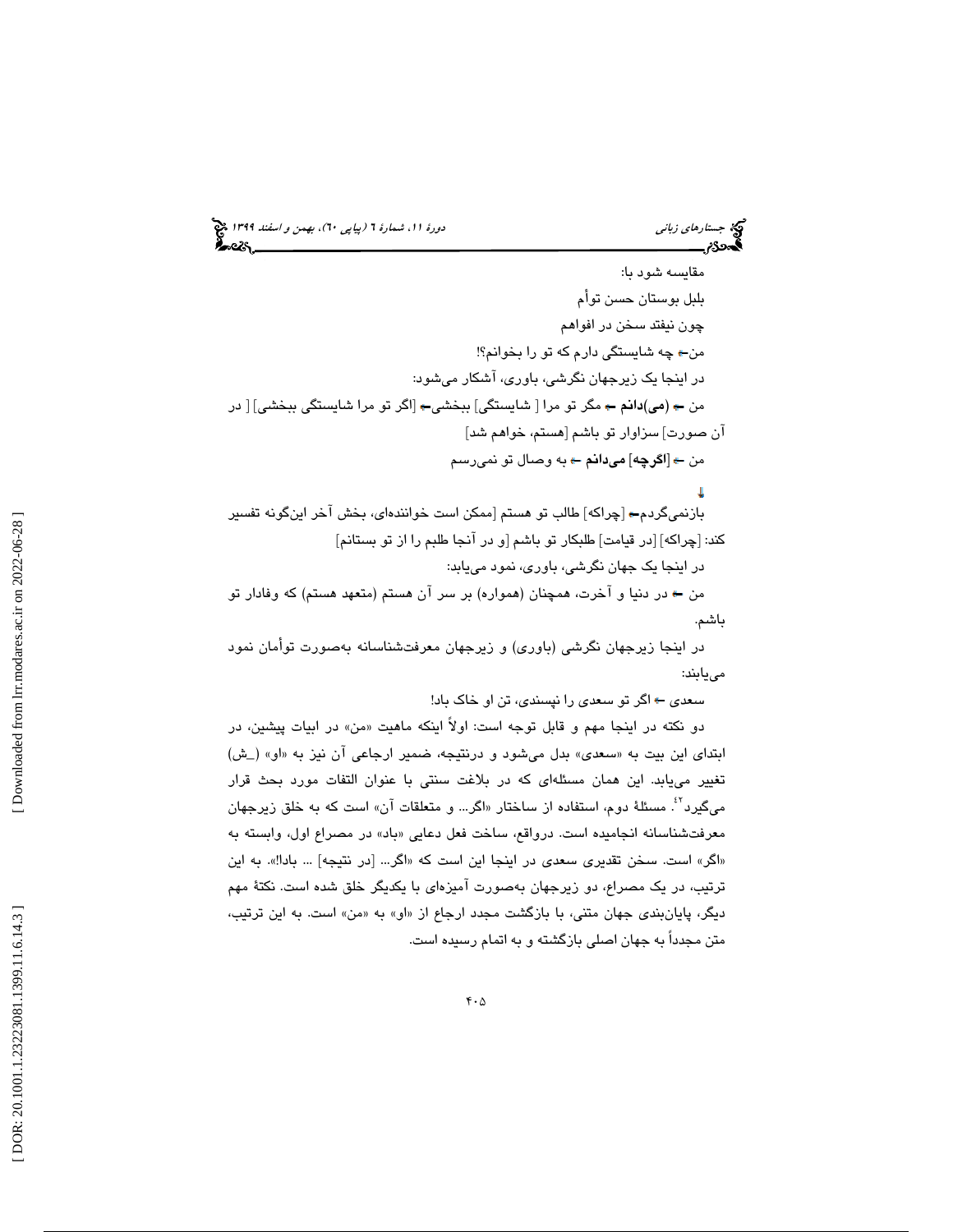مقایسه شود با:

بلبل بوستان حسن توأم

چون نیفتد سخن در افواهم

من← چه شایستگی دارم که تو را بخوانم؟!

در اینجا یک زیرجهان نگرشی، باوری، آشکار می‌شود:

من ← **(می)دانم** ← مگر تو مرا [ شایستگی] ببخشی← [اگر تو مرا شایستگی ببخشی] [ در آن صورت] سزاوار تو باشم [هستم، خواهم شد]

من ← **[اگرچه] می‌دانم** ← به وصال تو نمی‌رسم

↓

بازنمی‌گردم← [چراکه] طالب تو هستم [ممکن است خواننده‌ای، بخش آخر این‌گونه تفسیر کند: [چراکه] [در قیامت] طلبکار تو باشم [و در آنجا طلبم را از تو بستانم]

در اینجا یک جهان نگرشی، باوری، نمود می‌یابد:

من ← در دنیا و آخرت، همچنان (همواره) بر سر آن هستم (متعهد هستم) که وفادار تو باشم.

در اینجا زیرجهان نگرشی (باوری) و زیرجهان معرفت‌شناسانه به‌صورت توأمان نمود می‌یابند:

سعدی ← اگر تو سعدی را نپسندی، تن او خاک باد!

دو نکته در اینجا مهم و قابل توجه است: اولاً اینکه ماهیت «من» در ابیات پیشین، در ابتدای این بیت به «سعدی» بدل می‌شود و درنتیجه، ضمیر ارجاعی آن نیز به «او» (ـش) تغییر می‌یابد. این همان مسئله‌ای که در بلاغت سنتی با عنوان التفات مورد بحث قرار می‌گیرد[٢٤]. مسئلهٔ دوم، استفاده از ساختار «اگر... و متعلقات آن» است که به خلق زیرجهان معرفت‌شناسانه انجامیده است. درواقع، ساخت فعل دعایی «باد» در مصراع اول، وابسته به «اگر» است. سخن تقدیری سعدی در اینجا این است که «اگر... [در نتیجه] ... باد!». به این ترتیب، در یک مصراع، دو زیرجهان به‌صورت آمیزه‌ای با یکدیگر خلق شده است. نکتهٔ مهم دیگر، پایان‌بندی جهان متنی، با بازگشت مجدد ارجاع از «او» به «من» است. به این ترتیب، متن مجدداً به جهان اصلی بازگشته و به اتمام رسیده است.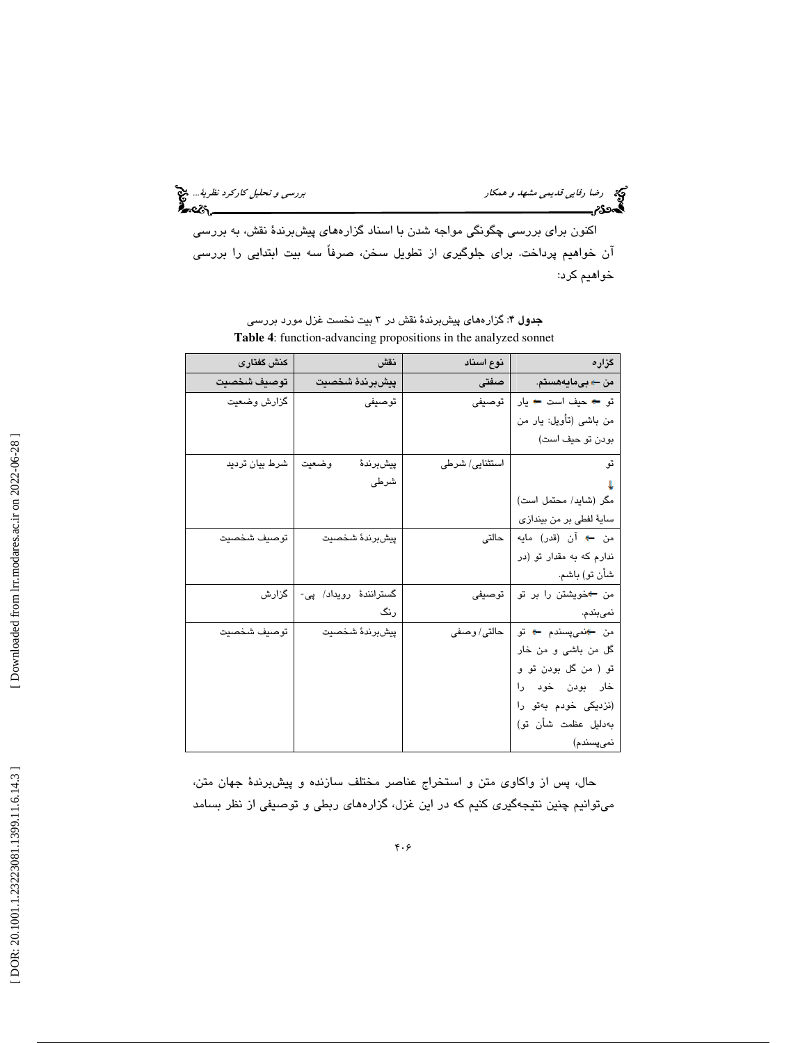اکنون برای بررسی چگونگی مواجه شدن با اسناد گزاره‌های پیش‌برندهٔ نقش، به بررسی آن خواهیم پرداخت. برای جلوگیری از تطویل سخن، صرفاً سه بیت ابتدایی را بررسی خواهیم کرد:

**جدول ۴**: گزاره‌های پیش‌برندهٔ نقش در ۳ بیت نخست غزل مورد بررسی

**Table 4**: function-advancing propositions in the analyzed sonnet

| گزاره | نوع اسناد | نقش | کنش گفتاری |
|---|---|---|---|
| **من ← بی‌مایه‌هستم.** | **صفتی** | **پیش‌برندهٔ شخصیت** | **توصیف شخصیت** |
| تو ← حیف است ← یار من باشی (تأویل: یار من بودن تو حیف است) | توصیفی | توصیفی | گزارش وضعیت |
| تو ↓ مگر (شاید/ محتمل است) سایهٔ لطفی بر من بیندازی | استثنایی/ شرطی | پیش‌برندهٔ وضعیت شرطی | شرط بیان تردید |
| من ← آن (قدر) مایه ندارم که به مقدار تو (در شأن تو) باشم. | حالتی | پیش‌برندهٔ شخصیت | توصیف شخصیت |
| من ←خویشتن را بر تو نمی‌بندم. | توصیفی | گسترانندهٔ رویداد/ پی‌رنگ | گزارش |
| من ←نمی‌پسندم ← تو گل من باشی و من خار تو ( من گل بودن تو و خار بودن خود را (نزدیکی خودم به‌تو را به‌دلیل عظمت شأن تو) نمی‌پسندم) | حالتی/ وصفی | پیش‌برندهٔ شخصیت | توصیف شخصیت |

حال، پس از واکاوی متن و استخراج عناصر مختلف سازنده و پیش‌برندهٔ جهان متن، می‌توانیم چنین نتیجه‌گیری کنیم که در این غزل، گزاره‌های ربطی و توصیفی از نظر بسامد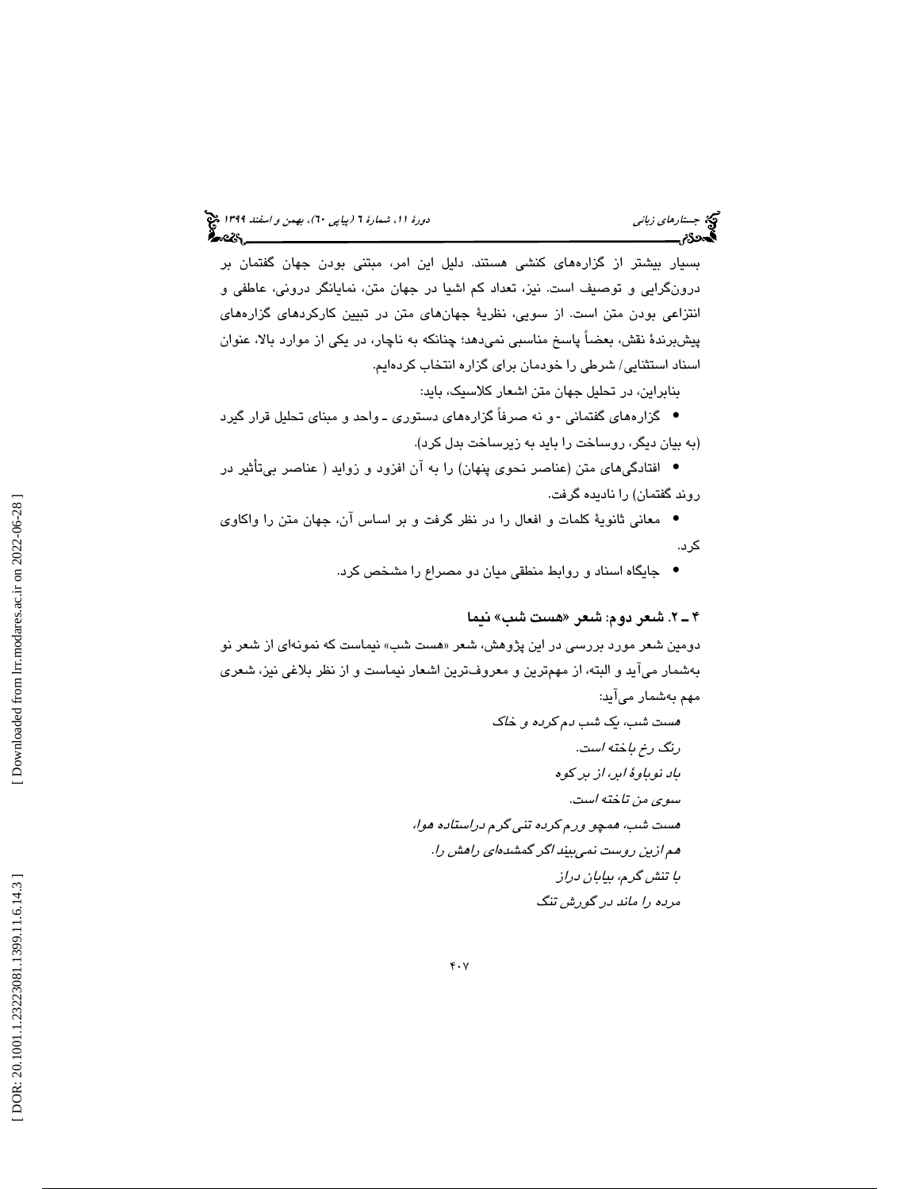بسیار بیشتر از گزاره‌های کنشی هستند. دلیل این امر، مبتنی بودن جهان گفتمان بر درون‌گرایی و توصیف است. نیز، تعداد کم اشیا در جهان متن، نمایانگر درونی، عاطفی و انتزاعی بودن متن است. از سویی، نظریهٔ جهان‌های متن در تبیین کارکردهای گزاره‌های پیش‌برندهٔ نقش، بعضاً پاسخ مناسبی نمی‌دهد؛ چنانکه به ناچار، در یکی از موارد بالا، عنوان اسناد استثنایی/ شرطی را خودمان برای گزاره انتخاب کرده‌ایم.

بنابراین، در تحلیل جهان متن اشعار کلاسیک، باید:

- گزاره‌های گفتمانی - و نه صرفاً گزاره‌های دستوری ـ واحد و مبنای تحلیل قرار گیرد (به بیان دیگر، روساخت را باید به زیرساخت بدل کرد).
- افتادگی‌های متن (عناصر نحوی پنهان) را به آن افزود و زواید ( عناصر بی‌تأثیر در روند گفتمان) را نادیده گرفت.
- معانی ثانویهٔ کلمات و افعال را در نظر گرفت و بر اساس آن، جهان متن را واکاوی کرد.
- جایگاه اسناد و روابط منطقی میان دو مصراع را مشخص کرد.

### ۴ ـ ۲. شعر دوم: شعر «هست شب» نیما

دومین شعر مورد بررسی در این پژوهش، شعر «هست شب» نیماست که نمونه‌ای از شعر نو به‌شمار می‌آید و البته، از مهم‌ترین و معروف‌ترین اشعار نیماست و از نظر بلاغی نیز، شعری مهم به‌شمار می‌آید:

*هست شب، یک شب دم کرده و خاک*
*رنگ رخ باخته است.*
*باد نوباوهٔ ابر، از بر کوه*
*سوی من تاخته است.*
*هست شب، همچو ورم کرده تنی گرم دراستاده هوا،*
*هم ازین روست نمی‌بیند اگر گمشده‌ای راهش را.*
*با تنش گرم، بیابان دراز*
*مرده را ماند در گورش تنگ*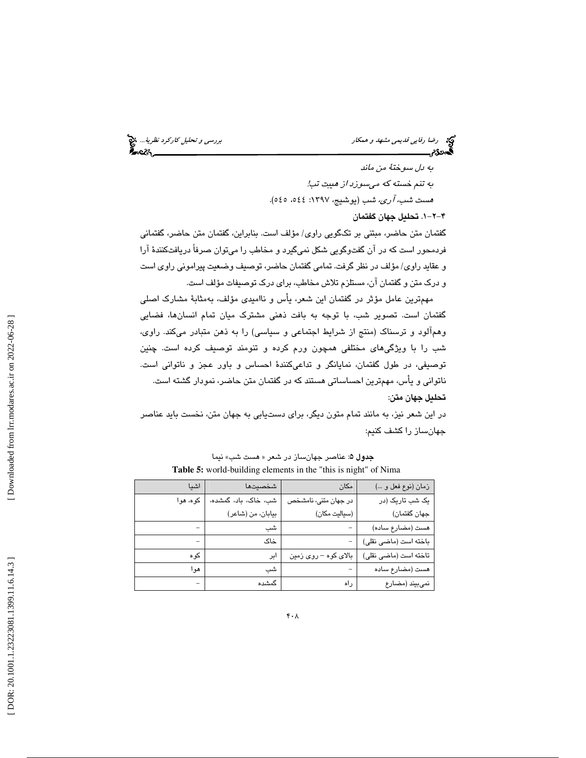*به دل سوختهٔ من ماند*

*به تنم خسته که می‌سوزد از هیبت تب!*

*هست شب، آری، شب* (یوشیج، ۱۳۹۷: ٥٤٤، ٥٤٥).

### ۴-۲-۱. تحلیل جهان گفتمان

گفتمان متن حاضر، مبتنی بر تک‌گویی راوی/ مؤلف است. بنابراین، گفتمان متن حاضر، گفتمانی فردمحور است که در آن گفت‌وگویی شکل نمی‌گیرد و مخاطب را می‌توان صرفاً دریافت‌کنندهٔ آرا و عقاید راوی/ مؤلف در نظر گرفت. تمامی گفتمان حاضر، توصیف وضعیت پیرامونی راوی است و درک متن و گفتمان آن، مستلزم تلاش مخاطب، برای درک توصیفات مؤلف است.

مهم‌ترین عامل مؤثر در گفتمان این شعر، یأس و ناامیدی مؤلف، به‌مثابهٔ مشارک اصلی گفتمان است. تصویر شب، با توجه به بافت ذهنی مشترک میان تمام انسان‌ها، فضایی وهم‌آلود و ترسناک (منتج از شرایط اجتماعی و سیاسی) را به ذهن متبادر می‌کند. راوی، شب را با ویژگی‌های مختلفی همچون ورم کرده و تنومند توصیف کرده است. چنین توصیفی، در طول گفتمان، نمایانگر و تداعی‌کنندهٔ احساس و باور عجز و ناتوانی است. ناتوانی و یأس، مهم‌ترین احساساتی هستند که در گفتمان متن حاضر، نمودار گشته است.

**تحلیل جهان متن:**

در این شعر نیز، به مانند تمام متون دیگر، برای دست‌یابی به جهان متن، نخست باید عناصر جهان‌ساز را کشف کنیم:

**جدول ۵:** عناصر جهان‌ساز در شعر « هست شب» نیما

**Table 5:** world-building elements in the "this is night" of Nima

| زمان (نوع فعل و ...) | مکان | شخصیت‌ها | اشیا |
|---|---|---|---|
| یک شب تاریک (در جهان گفتمان) | در جهان متنی، نامشخص (سیالیت مکان) | شب، خاک، باد، گمشده، بیابان، من (شاعر) | کوه، هوا |
| هست (مضارع ساده) | - | شب | - |
| باخته است (ماضی نقلی) | - | خاک | - |
| تاخته است (ماضی نقلی) | بالای کوه – روی زمین | ابر | کوه |
| هست (مضارع ساده | - | شب | هوا |
| نمی‌بیند (مضارع | راه | گمشده | - |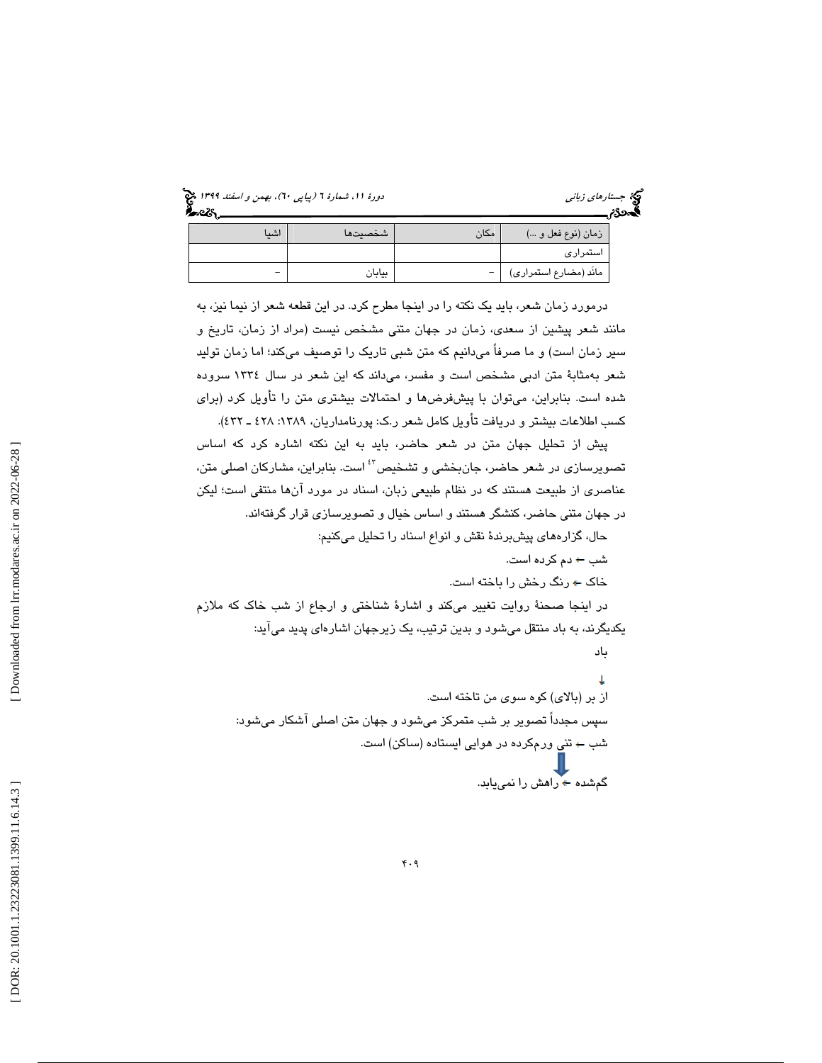| زمان (نوع فعل و ...) | مکان | شخصیت‌ها | اشیا |
|---|---|---|---|
| استمراری | | | |
| مائَد (مضارع استمراری) | – | بیابان | – |

درمورد زمان شعر، باید یک نکته را در اینجا مطرح کرد. در این قطعه شعر از نیما نیز، به مانند شعر پیشین از سعدی، زمان در جهان متنی مشخص نیست (مراد از زمان، تاریخ و سیر زمان است) و ما صرفاً می‌دانیم که متن شبی تاریک را توصیف می‌کند؛ اما زمان تولید شعر به‌مثابهٔ متن ادبی مشخص است و مفسر، می‌داند که این شعر در سال ۱۳۳٤ سروده شده است. بنابراین، می‌توان با پیش‌فرض‌ها و احتمالات بیشتری متن را تأویل کرد (برای کسب اطلاعات بیشتر و دریافت تأویل کامل شعر ر.ک: پورنامداریان، ۱۳۸۹: ٤۲۸ ـ ٤۳۲).

پیش از تحلیل جهان متن در شعر حاضر، باید به این نکته اشاره کرد که اساس تصویرسازی در شعر حاضر، جان‌بخشی و تشخیص[43] است. بنابراین، مشارکان اصلی متن، عناصری از طبیعت هستند که در نظام طبیعی زبان، اسناد در مورد آن‌ها منتفی است؛ لیکن در جهان متنی حاضر، کنشگر هستند و اساس خیال و تصویرسازی قرار گرفته‌اند.

حال، گزاره‌های پیش‌برندهٔ نقش و انواع اسناد را تحلیل می‌کنیم:

شب ← دم کرده است.

خاک ← رنگ رخش را باخته است.

در اینجا صحنهٔ روایت تغییر می‌کند و اشارهٔ شناختی و ارجاع از شب خاک که ملازم یکدیگرند، به باد منتقل می‌شود و بدین ترتیب، یک زیرجهان اشاره‌ای پدید می‌آید:

باد

↓

از بر (بالای) کوه سوی من تاخته است.

سپس مجدداً تصویر بر شب متمرکز می‌شود و جهان متن اصلی آشکار می‌شود:

شب ← تنی ورم‌کرده در هوایی ایستاده (ساکن) است.

⇓

گم‌شده ← راهش را نمی‌یابد.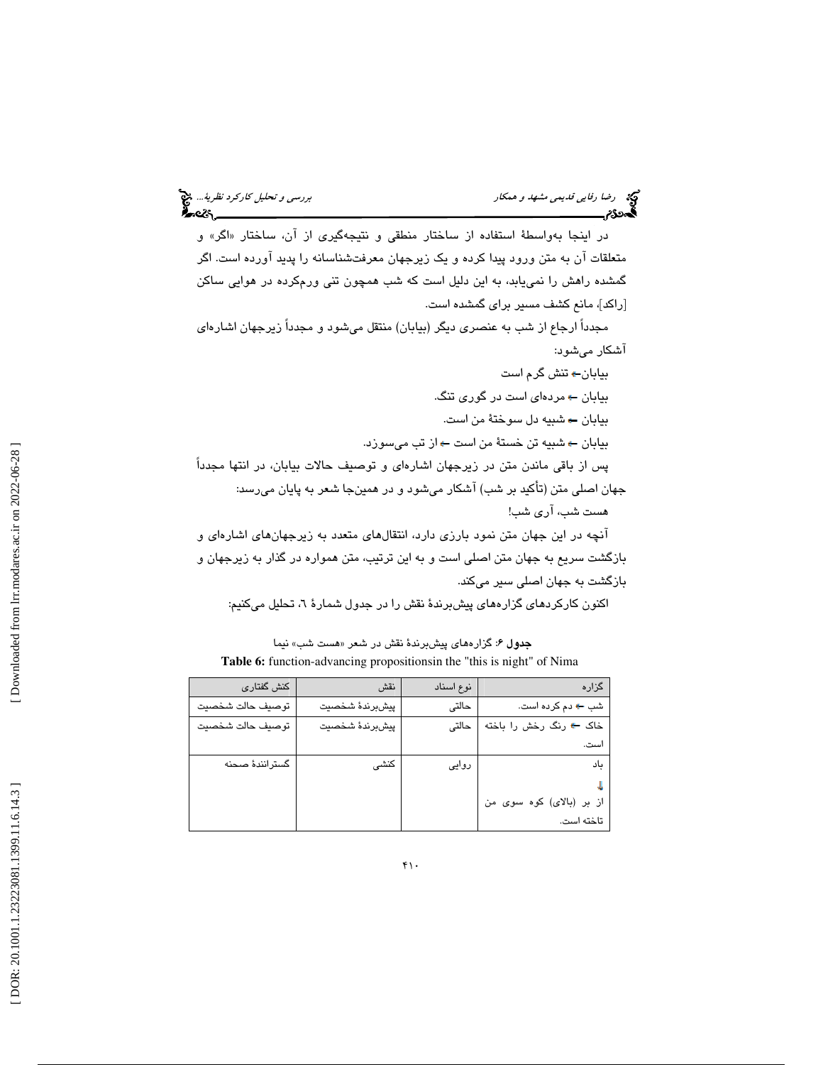در اینجا به‌واسطهٔ استفاده از ساختار منطقی و نتیجه‌گیری از آن، ساختار «اگر» و متعلقات آن به متن ورود پیدا کرده و یک زیرجهان معرفت‌شناسانه را پدید آورده است. اگر گمشده راهش را نمی‌یابد، به این دلیل است که شب همچون تنی ورم‌کرده در هوایی ساکن [راکد]، مانع کشف مسیر برای گمشده است.

مجدداً ارجاع از شب به عنصری دیگر (بیابان) منتقل می‌شود و مجدداً زیرجهان اشاره‌ای آشکار می‌شود:

بیابان← تنش گرم است

بیابان ← مرده‌ای است در گوری تنگ.

بیابان ← شبیه دل سوختهٔ من است.

بیابان ← شبیه تن خستهٔ من است ← از تب می‌سوزد.

پس از باقی ماندن متن در زیرجهان اشاره‌ای و توصیف حالات بیابان، در انتها مجدداً جهان اصلی متن (تأکید بر شب) آشکار می‌شود و در همین‌جا شعر به پایان می‌رسد:

هست شب، آری شب!

آنچه در این جهان متن نمود بارزی دارد، انتقال‌های متعدد به زیرجهان‌های اشاره‌ای و بازگشت سریع به جهان متن اصلی است و به این ترتیب، متن همواره در گذار به زیرجهان و بازگشت به جهان اصلی سیر می‌کند.

اکنون کارکردهای گزاره‌های پیش‌برندهٔ نقش را در جدول شمارهٔ ٦، تحلیل می‌کنیم:

**جدول ۶**: گزاره‌های پیش‌برندهٔ نقش در شعر «هست شب» نیما

**Table 6:** function-advancing propositionsin the "this is night" of Nima

| گزاره | نوع اسناد | نقش | کنش گفتاری |
|---|---|---|---|
| شب ← دم کرده است. | حالتی | پیش‌برندهٔ شخصیت | توصیف حالت شخصیت |
| خاک ← رنگ رخش را باخته است. | حالتی | پیش‌برندهٔ شخصیت | توصیف حالت شخصیت |
| باد ↓ از بر (بالای) کوه سوی من تاخته است. | روایی | کنشی | گسترانندهٔ صحنه |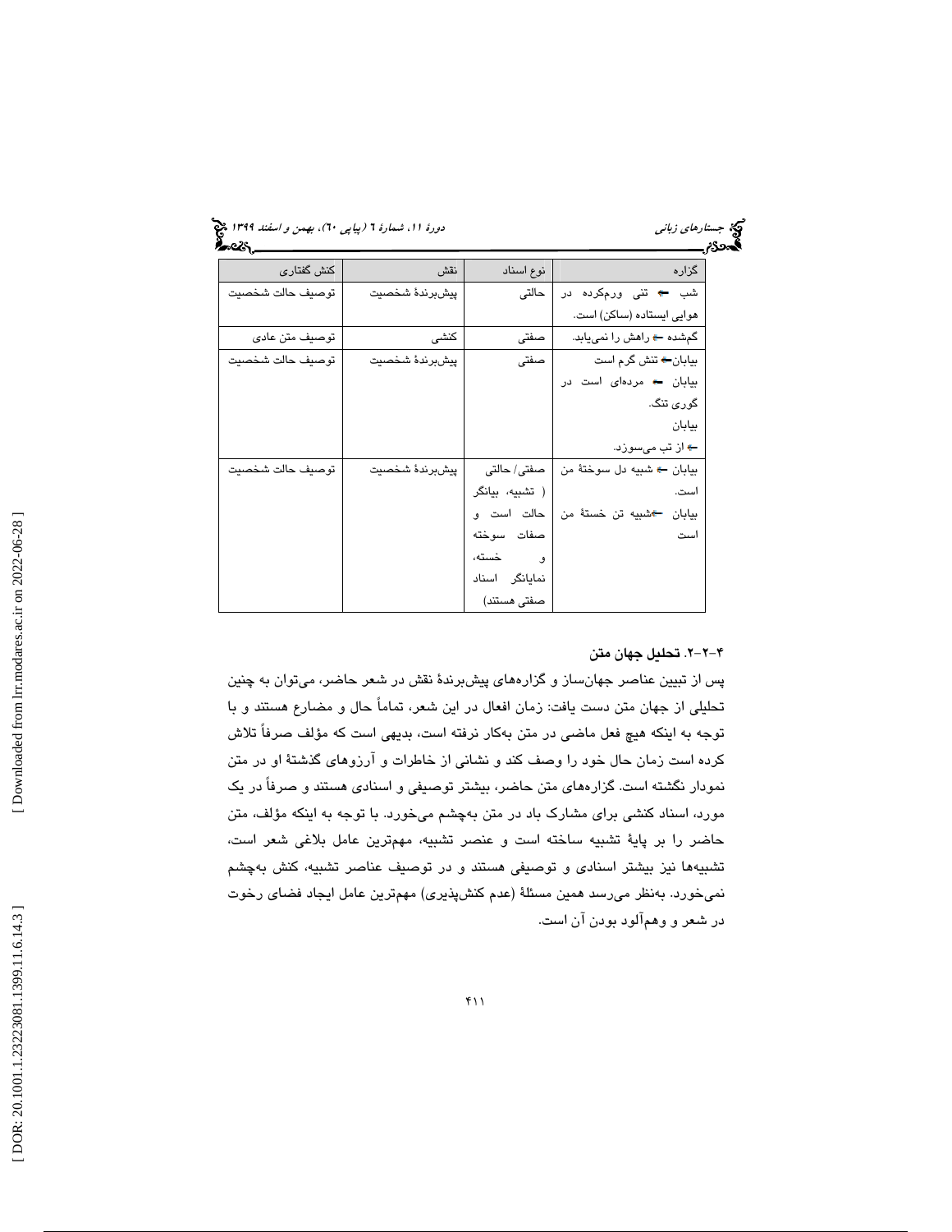| گزاره | نوع اسناد | نقش | کنش گفتاری |
|---|---|---|---|
| شب ← تنی ورم‌کرده در هوایی ایستاده (ساکن) است. | حالتی | پیش‌برندۀ شخصیت | توصیف حالت شخصیت |
| گم‌شده ← راهش را نمی‌یابد. | صفتی | کنشی | توصیف متن عادی |
| بیابان← تنش گرم است<br>بیابان ← مرده‌ای است در گوری تنگ.<br>بیابان<br>← از تب می‌سوزد. | صفتی | پیش‌برندۀ شخصیت | توصیف حالت شخصیت |
| بیابان ← شبیه دل سوختۀ من است.<br>بیابان ←شبیه تن خستۀ من است | صفتی/ حالتی ( تشبیه، بیانگر حالت است و صفات سوخته و خسته، نمایانگر اسناد صفتی هستند) | پیش‌برندۀ شخصیت | توصیف حالت شخصیت |

### ۴-۲-۲. تحلیل جهان متن

پس از تبیین عناصر جهان‌ساز و گزاره‌های پیش‌برندۀ نقش در شعر حاضر، می‌توان به چنین تحلیلی از جهان متن دست یافت: زمان افعال در این شعر، تماماً حال و مضارع هستند و با توجه به اینکه هیچ فعل ماضی در متن به‌کار نرفته است، بدیهی است که مؤلف صرفاً تلاش کرده است زمان حال خود را وصف کند و نشانی از خاطرات و آرزوهای گذشتۀ او در متن نمودار نگشته است. گزاره‌های متن حاضر، بیشتر توصیفی و اسنادی هستند و صرفاً در یک مورد، اسناد کنشی برای مشارک باد در متن به‌چشم می‌خورد. با توجه به اینکه مؤلف، متن حاضر را بر پایۀ تشبیه ساخته است و عنصر تشبیه، مهم‌ترین عامل بلاغی شعر است، تشبیه‌ها نیز بیشتر اسنادی و توصیفی هستند و در توصیف عناصر تشبیه، کنش به‌چشم نمی‌خورد. به‌نظر می‌رسد همین مسئلۀ (عدم کنش‌پذیری) مهم‌ترین عامل ایجاد فضای رخوت در شعر و وهم‌آلود بودن آن است.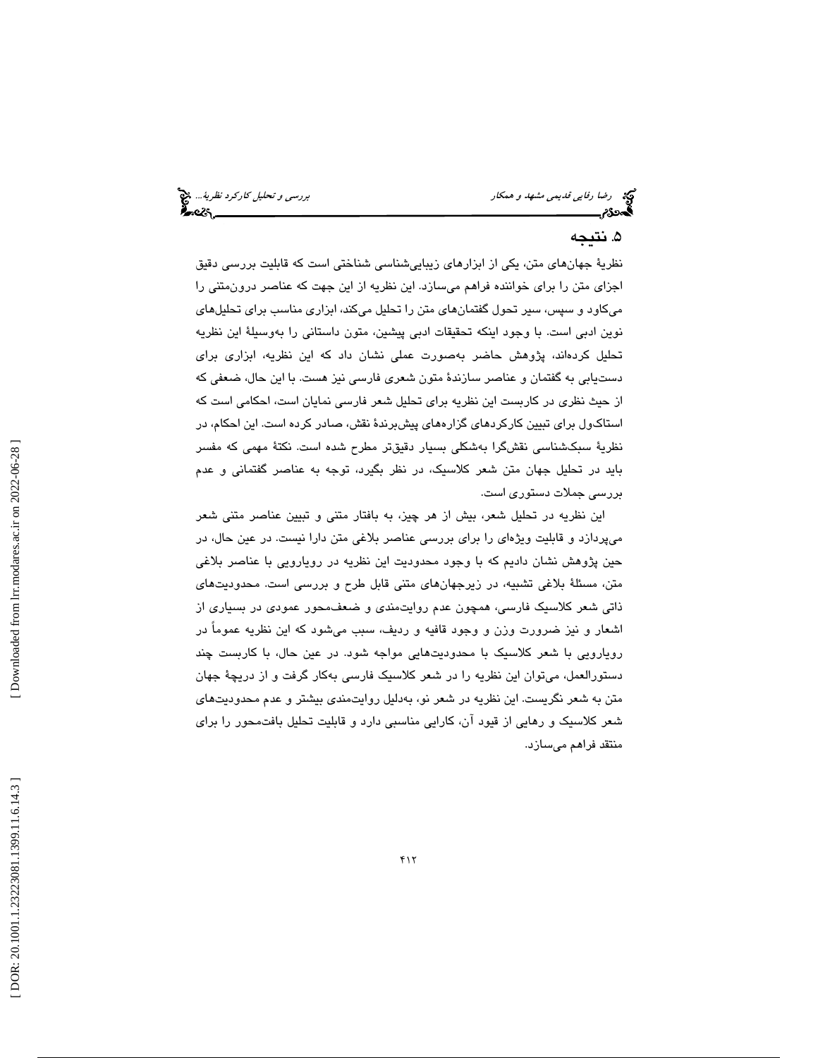## ۵. نتیجه

نظریهٔ جهان‌های متن، یکی از ابزارهای زیبایی‌شناسی شناختی است که قابلیت بررسی دقیق اجزای متن را برای خواننده فراهم می‌سازد. این نظریه از این جهت که عناصر درون‌متنی را می‌کاود و سپس، سیر تحول گفتمان‌های متن را تحلیل می‌کند، ابزاری مناسب برای تحلیل‌های نوین ادبی است. با وجود اینکه تحقیقات ادبی پیشین، متون داستانی را به‌وسیلهٔ این نظریه تحلیل کرده‌اند، پژوهش حاضر به‌صورت عملی نشان داد که این نظریه، ابزاری برای دست‌یابی به گفتمان و عناصر سازندهٔ متون شعری فارسی نیز هست. با این حال، ضعفی که از حیث نظری در کاربست این نظریه برای تحلیل شعر فارسی نمایان است، احکامی است که استاکول برای تبیین کارکردهای گزاره‌های پیش‌برندهٔ نقش، صادر کرده است. این احکام، در نظریهٔ سبک‌شناسی نقش‌گرا به‌شکلی بسیار دقیق‌تر مطرح شده است. نکتهٔ مهمی که مفسر باید در تحلیل جهان متن شعر کلاسیک، در نظر بگیرد، توجه به عناصر گفتمانی و عدم بررسی جملات دستوری است.

این نظریه در تحلیل شعر، بیش از هر چیز، به بافتار متنی و تبیین عناصر متنی شعر می‌پردازد و قابلیت ویژه‌ای را برای بررسی عناصر بلاغی متن دارا نیست. در عین حال، در حین پژوهش نشان دادیم که با وجود محدودیت این نظریه در رویارویی با عناصر بلاغی متن، مسئلهٔ بلاغی تشبیه، در زیرجهان‌های متنی قابل طرح و بررسی است. محدودیت‌های ذاتی شعر کلاسیک فارسی، همچون عدم روایت‌مندی و ضعف‌محور عمودی در بسیاری از اشعار و نیز ضرورت وزن و وجود قافیه و ردیف، سبب می‌شود که این نظریه عموماً در رویارویی با شعر کلاسیک با محدودیت‌هایی مواجه شود. در عین حال، با کاربست چند دستورالعمل، می‌توان این نظریه را در شعر کلاسیک فارسی به‌کار گرفت و از دریچهٔ جهان متن به شعر نگریست. این نظریه در شعر نو، به‌دلیل روایت‌مندی بیشتر و عدم محدودیت‌های شعر کلاسیک و رهایی از قیود آن، کارایی مناسبی دارد و قابلیت تحلیل بافت‌محور را برای منتقد فراهم می‌سازد.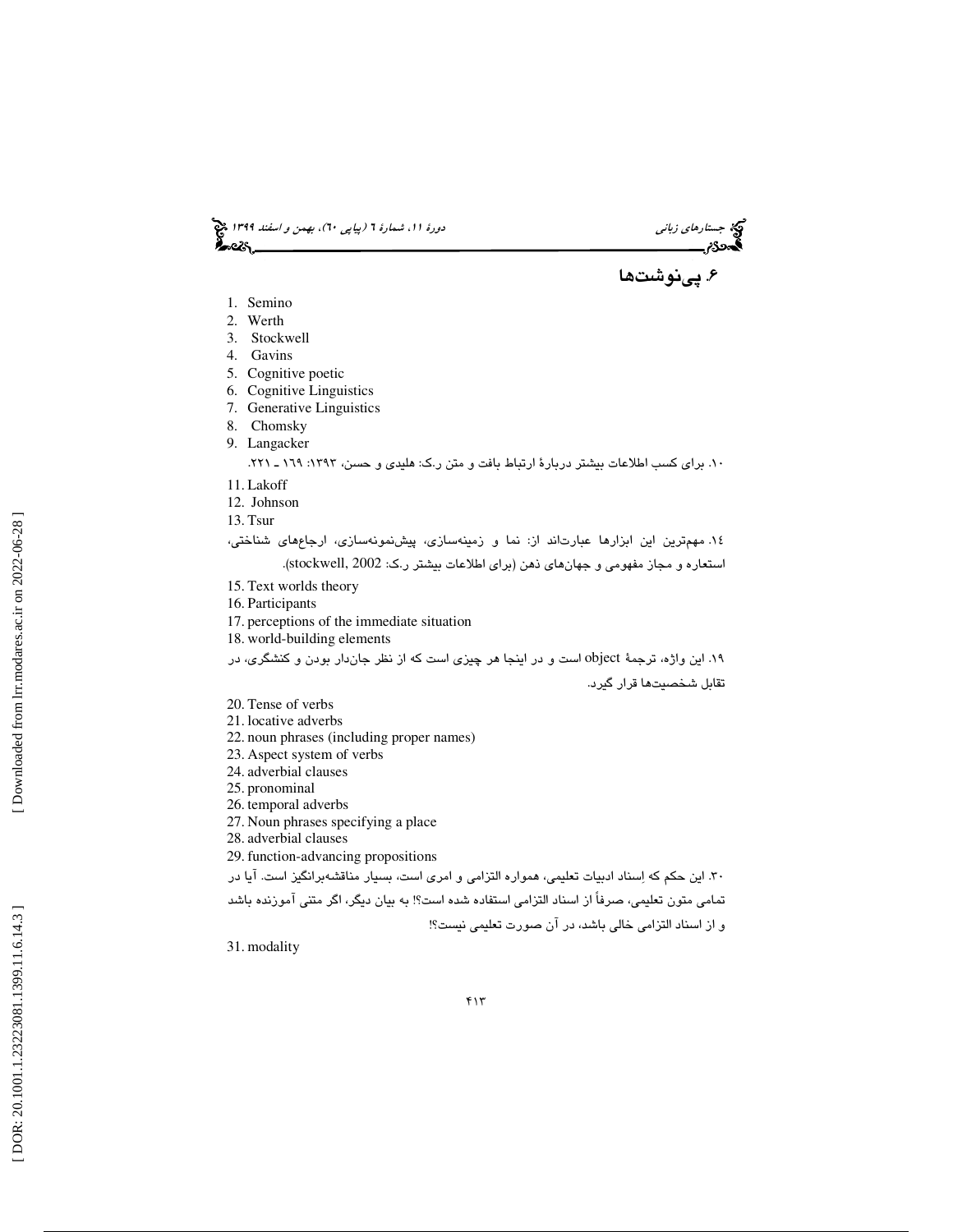## ۶. پی‌نوشت‌ها

1. Semino
2. Werth
3. Stockwell
4. Gavins
5. Cognitive poetic
6. Cognitive Linguistics
7. Generative Linguistics
8. Chomsky
9. Langacker

۱۰. برای کسب اطلاعات بیشتر دربارهٔ ارتباط بافت و متن ر.ک: هلیدی و حسن، ۱۳۹۳: ۱۶۹ ـ ۲۲۱.

11. Lakoff
12. Johnson
13. Tsur

۱۴. مهم‌ترین این ابزارها عبارت‌اند از: نما و زمینه‌سازی، پیش‌نمونه‌سازی، ارجاع‌های شناختی، استعاره و مجاز مفهومی و جهان‌های ذهن (برای اطلاعات بیشتر ر.ک: stockwell, 2002).

15. Text worlds theory
16. Participants
17. perceptions of the immediate situation
18. world-building elements

۱۹. این واژه، ترجمهٔ object است و در اینجا هر چیزی است که از نظر جان‌دار بودن و کنشگری، در تقابل شخصیت‌ها قرار گیرد.

20. Tense of verbs
21. locative adverbs
22. noun phrases (including proper names)
23. Aspect system of verbs
24. adverbial clauses
25. pronominal
26. temporal adverbs
27. Noun phrases specifying a place
28. adverbial clauses
29. function-advancing propositions

۳۰. این حکم که اِسناد ادبیات تعلیمی، همواره التزامی و امری است، بسیار مناقشه‌برانگیز است. آیا در تمامی متون تعلیمی، صرفاً از اسناد التزامی استفاده شده است؟! به بیان دیگر، اگر متنی آموزنده باشد و از اسناد التزامی خالی باشد، در آن صورت تعلیمی نیست؟!

31. modality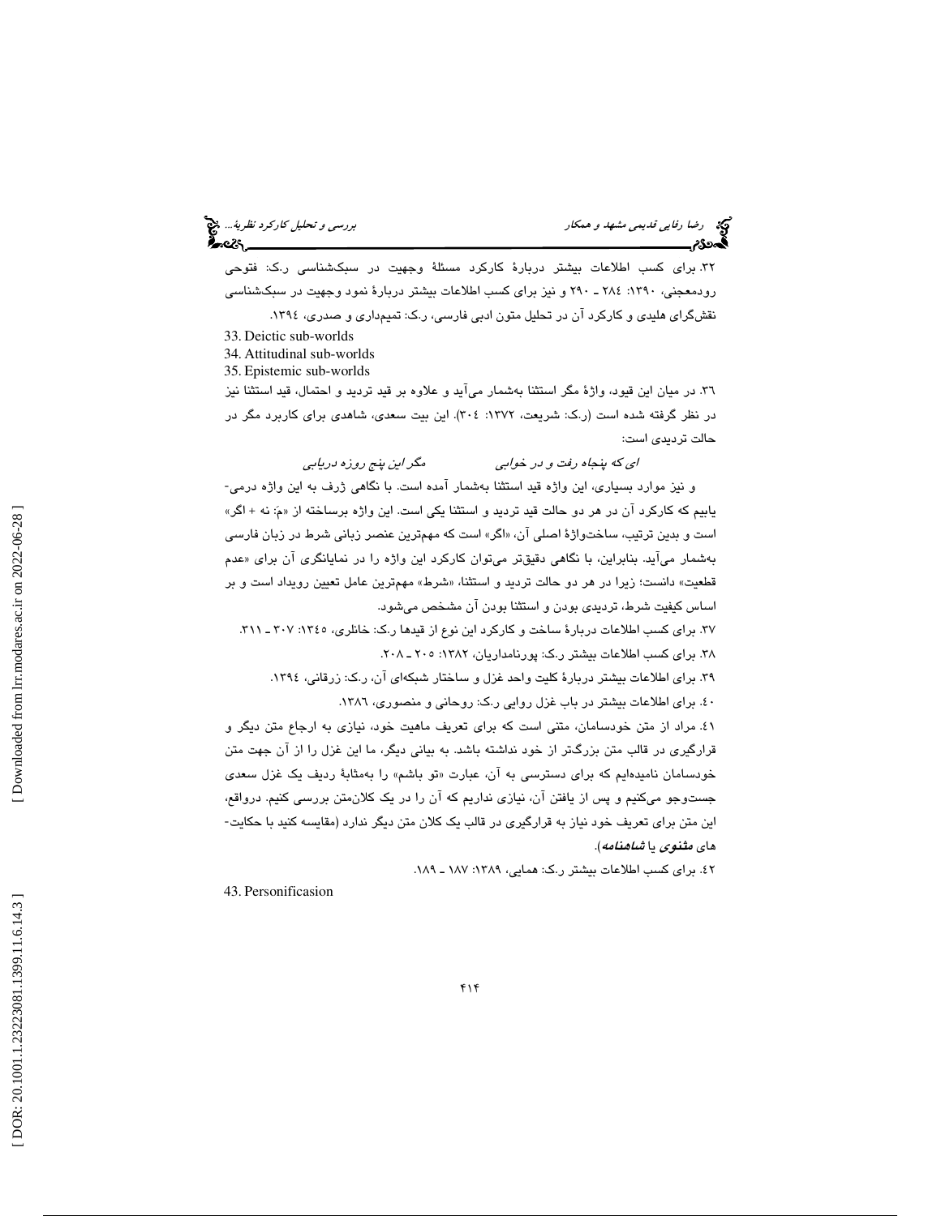۳۲. برای کسب اطلاعات بیشتر دربارهٔ کارکرد مسئلهٔ وجهیت در سبک‌شناسی ر.ک: فتوحی رودمعجنی، ۱۳۹۰: ۲۸۴ ـ ۲۹۰ و نیز برای کسب اطلاعات بیشتر دربارهٔ نمود وجهیت در سبک‌شناسی نقش‌گرای هلیدی و کارکرد آن در تحلیل متون ادبی فارسی، ر.ک: تمیم‌داری و صدری، ۱۳۹٤.

33. Deictic sub-worlds

34. Attitudinal sub-worlds

35. Epistemic sub-worlds

۳٦. در میان این قیود، واژهٔ مگر استثنا به‌شمار می‌آید و علاوه بر قید تردید و احتمال، قید استثنا نیز در نظر گرفته شده است (ر.ک: شریعت، ۱۳۷۲: ۳۰٤). این بیت سعدی، شاهدی برای کاربرد مگر در حالت تردیدی است:

*ای که پنجاه رفت و در خوابی &nbsp;&nbsp;&nbsp;&nbsp;&nbsp;&nbsp; مگر این پنج روزه دریابی*

و نیز موارد بسیاری، این واژه قید استثنا به‌شمار آمده است. با نگاهی ژرف به این واژه درمی‌یابیم که کارکرد آن در هر دو حالت قید تردید و استثنا یکی است. این واژه برساخته از «مَ: نه + اگر» است و بدین ترتیب، ساخت‌واژهٔ اصلی آن، «اگر» است که مهم‌ترین عنصر زبانی شرط در زبان فارسی به‌شمار می‌آید. بنابراین، با نگاهی دقیق‌تر می‌توان کارکرد این واژه را در نمایانگری آن برای «عدم قطعیت» دانست؛ زیرا در هر دو حالت تردید و استثنا، «شرط» مهم‌ترین عامل تعیین رویداد است و بر اساس کیفیت شرط، تردیدی بودن و استثنا بودن آن مشخص می‌شود.

۳۷. برای کسب اطلاعات دربارهٔ ساخت و کارکرد این نوع از قیدها ر.ک: خانلری، ۱۳٤٥: ۳۰۷ ـ ۳۱۱.

۳۸. برای کسب اطلاعات بیشتر ر.ک: پورنامداریان، ۱۳۸۲: ۲۰٥ ـ ۲۰۸.

۳۹. برای اطلاعات بیشتر دربارهٔ کلیت واحد غزل و ساختار شبکه‌ای آن، ر.ک: زرقانی، ۱۳۹٤.

٤۰. برای اطلاعات بیشتر در باب غزل روایی ر.ک: روحانی و منصوری، ۱۳۸٦.

٤۱. مراد از متن خودسامان، متنی است که برای تعریف ماهیت خود، نیازی به ارجاع متن دیگر و قرارگیری در قالب متن بزرگ‌تر از خود نداشته باشد. به بیانی دیگر، ما این غزل را از آن جهت متن خودسامان نامیده‌ایم که برای دسترسی به آن، عبارت «تو باشم» را به‌مثابهٔ ردیف یک غزل سعدی جست‌وجو می‌کنیم و پس از یافتن آن، نیازی نداریم که آن را در یک کلان‌متن بررسی کنیم. درواقع، این متن برای تعریف خود نیاز به قرارگیری در قالب یک کلان متن دیگر ندارد (مقایسه کنید با حکایت‌های ***مثنوی*** یا ***شاهنامه***).

٤۲. برای کسب اطلاعات بیشتر ر.ک: همایی، ۱۳۸۹: ۱۸۷ ـ ۱۸۹.

43. Personificasion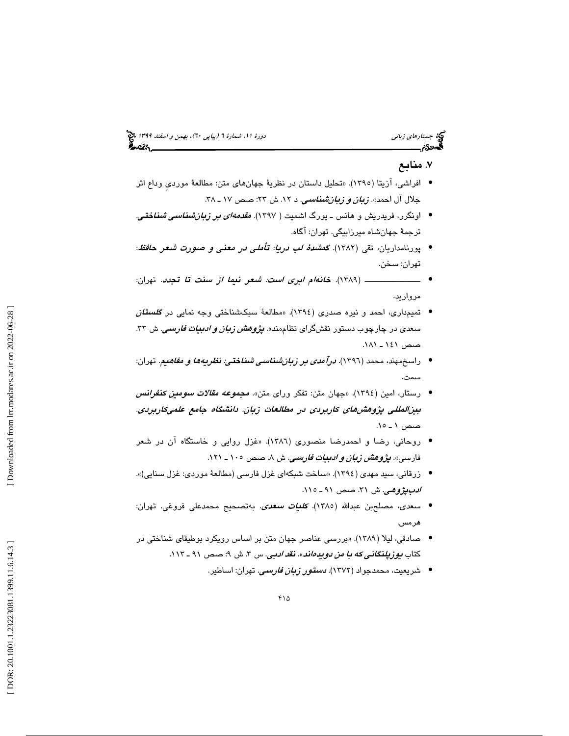## ۷. منابع

- افراشی، آزیتا (۱۳۹۵). «تحلیل داستان در نظریهٔ جهان‌های متن: مطالعهٔ موردیِ وداع اثر جلال آل احمد». ***زبان و زبان‌شناسی***. د ۱۲. ش ۲۳: صص ۱۷ ـ ۳۸.
- اونگرر، فریدریش و هانس ـ یورگ اشمیت ( ۱۳۹۷). ***مقدمه‌ای بر زبان‌شناسی شناختی***. ترجمهٔ جهانشاه میرزابیگی. تهران: آگاه.
- پورنامداریان، تقی (۱۳۸۲). ***گمشدهٔ لب دریا: تأملی در معنی و صورت شعر حافظ***. تهران: سخن.
- ـــــــــــــ (۱۳۸۹). ***خانه‌ام ابری است: شعر نیما از سنت تا تجدد***. تهران: مروارید.
- تمیم‌داری، احمد و نیره صدری (۱۳۹٤). «مطالعهٔ سبک‌شناختی وجه نمایی در ***گلستان*** سعدی در چارچوب دستور نقش‌گرای نظام‌مند». ***پژوهش زبان و ادبیات فارسی***. ش ۳۳. صص ۱٤۱ ـ ۱۸۱.
- راسخ‌مهند، محمد (۱۳۹٦). ***درآمدی بر زبان‌شناسی شناختی: نظریه‌ها و مفاهیم***. تهران: سمت.
- رستار، امین (۱۳۹٤). «جهان متن: تفکر ورای متن». ***مجموعه مقالات سومین کنفرانس بین‌المللی پژوهش‌های کاربردی در مطالعات زبان. دانشگاه جامع علمی‌کاربردی***. صص ۱ ـ ۱۵.
- روحانی، رضا و احمدرضا منصوری (۱۳۸٦). «غزل روایی و خاستگاه آن در شعر فارسی». ***پژوهش زبان و ادبیات فارسی***. ش ۸. صص ۱۰۵ ـ ۱۲۱.
- زرقانی، سید مهدی (۱۳۹٤). «ساخت شبکه‌ای غزل فارسی (مطالعهٔ موردی: غزل سنایی)». ***ادب‌پژوهی***. ش ۳۱. صص ۹۱ ـ ۱۱۵.
- سعدی، مصلح‌بن عبدالله (۱۳۸۵). ***کلیات سعدی***. به‌تصحیح محمدعلی فروغی. تهران: هرمس.
- صادقی، لیلا (۱۳۸۹). «بررسی عناصر جهان متن بر اساس رویکرد بوطیقای شناختی در کتاب ***یوزپلنگانی که با من دویده‌اند***». ***نقد ادبی***. س ۳. ش ۹: صص ۹۱ ـ ۱۱۳.
- شریعیت، محمدجواد (۱۳۷۲). ***دستور زبان فارسی***. تهران: اساطیر.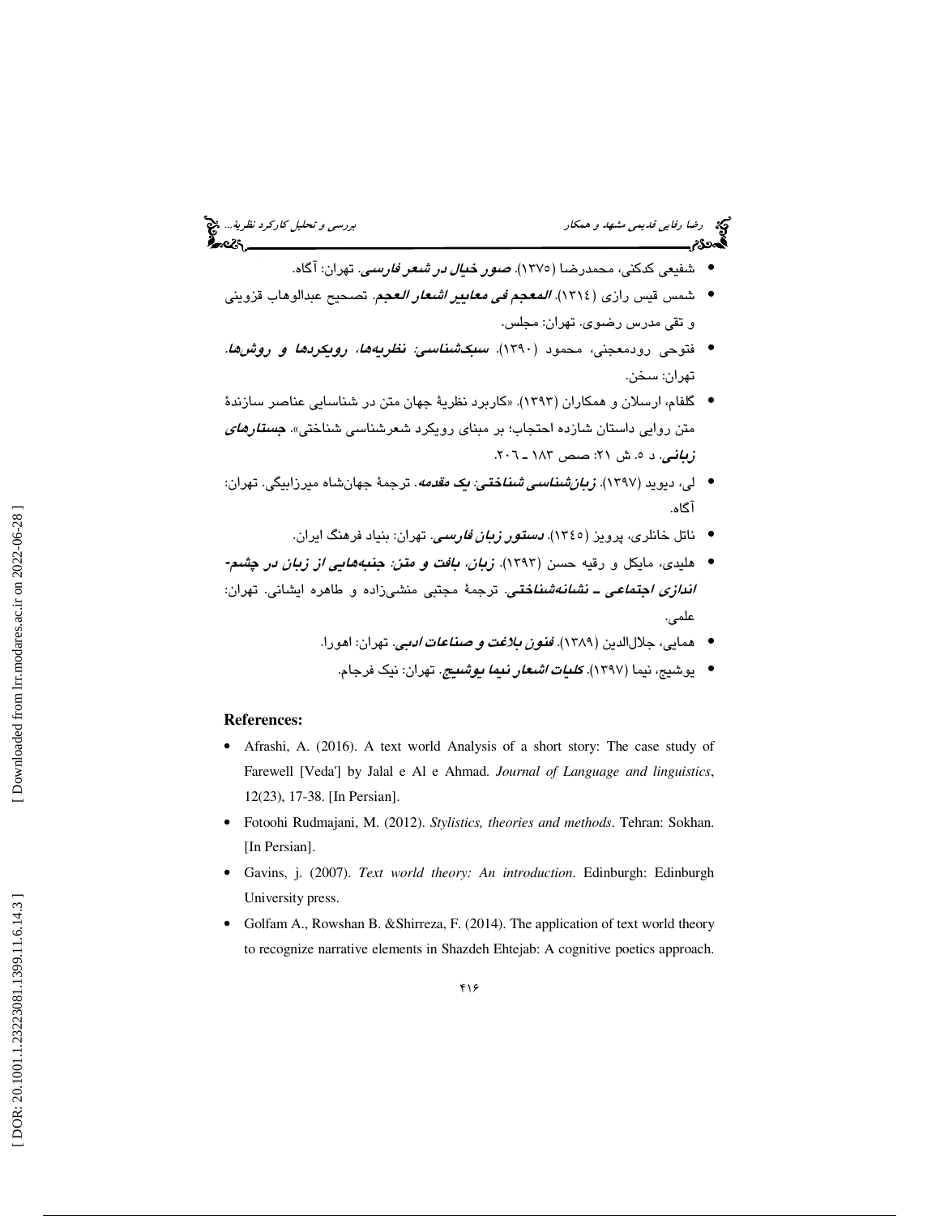- شفیعی کدکنی، محمدرضا (۱۳۷۵). ***صور خیال در شعر فارسی***. تهران: آگاه.
- شمس قیس رازی (۱۳۱٤). ***المعجم فی معاییر اشعار العجم***. تصحیح عبدالوهاب قزوینی و تقی مدرس رضوی. تهران: مجلس.
- فتوحی رودمعجنی، محمود (۱۳۹۰). ***سبک‌شناسی: نظریه‌ها، رویکردها و روش‌ها***. تهران: سخن.
- گلفام، ارسلان و همکاران (۱۳۹۳). «کاربرد نظریهٔ جهان متن در شناسایی عناصر سازندهٔ متن روایی داستان شازده احتجاب؛ بر مبنای رویکرد شعرشناسی شناختی». ***جستارهای زبانی***. د ٥. ش ۲۱: صص ۱۸۳ ـ ۲۰٦.
- لی، دیوید (۱۳۹۷). ***زبان‌شناسی شناختی: یک مقدمه***. ترجمهٔ جهان‌شاه میرزابیگی. تهران: آگاه.
- ناتل خانلری، پرویز (۱۳٤٥). ***دستور زبان فارسی***. تهران: بنیاد فرهنگ ایران.
- هلیدی، مایکل و رقیه حسن (۱۳۹۳). ***زبان، بافت و متن: جنبه‌هایی از زبان در چشم‌اندازی اجتماعی ـ نشانه‌شناختی***. ترجمهٔ مجتبی منشی‌زاده و طاهره ایشانی. تهران: علمی.
- همایی، جلال‌الدین (۱۳۸۹). ***فنون بلاغت و صناعات ادبی***. تهران: اهورا.
- یوشیج، نیما (۱۳۹۷). ***کلیات اشعار نیما یوشیج***. تهران: نیک فرجام.

**References:**

- Afrashi, A. (2016). A text world Analysis of a short story: The case study of Farewell [Veda'] by Jalal e Al e Ahmad. *Journal of Language and linguistics*, 12(23), 17-38. [In Persian].
- Fotoohi Rudmajani, M. (2012). *Stylistics, theories and methods*. Tehran: Sokhan. [In Persian].
- Gavins, j. (2007). *Text world theory: An introduction*. Edinburgh: Edinburgh University press.
- Golfam A., Rowshan B. &Shirreza, F. (2014). The application of text world theory to recognize narrative elements in Shazdeh Ehtejab: A cognitive poetics approach.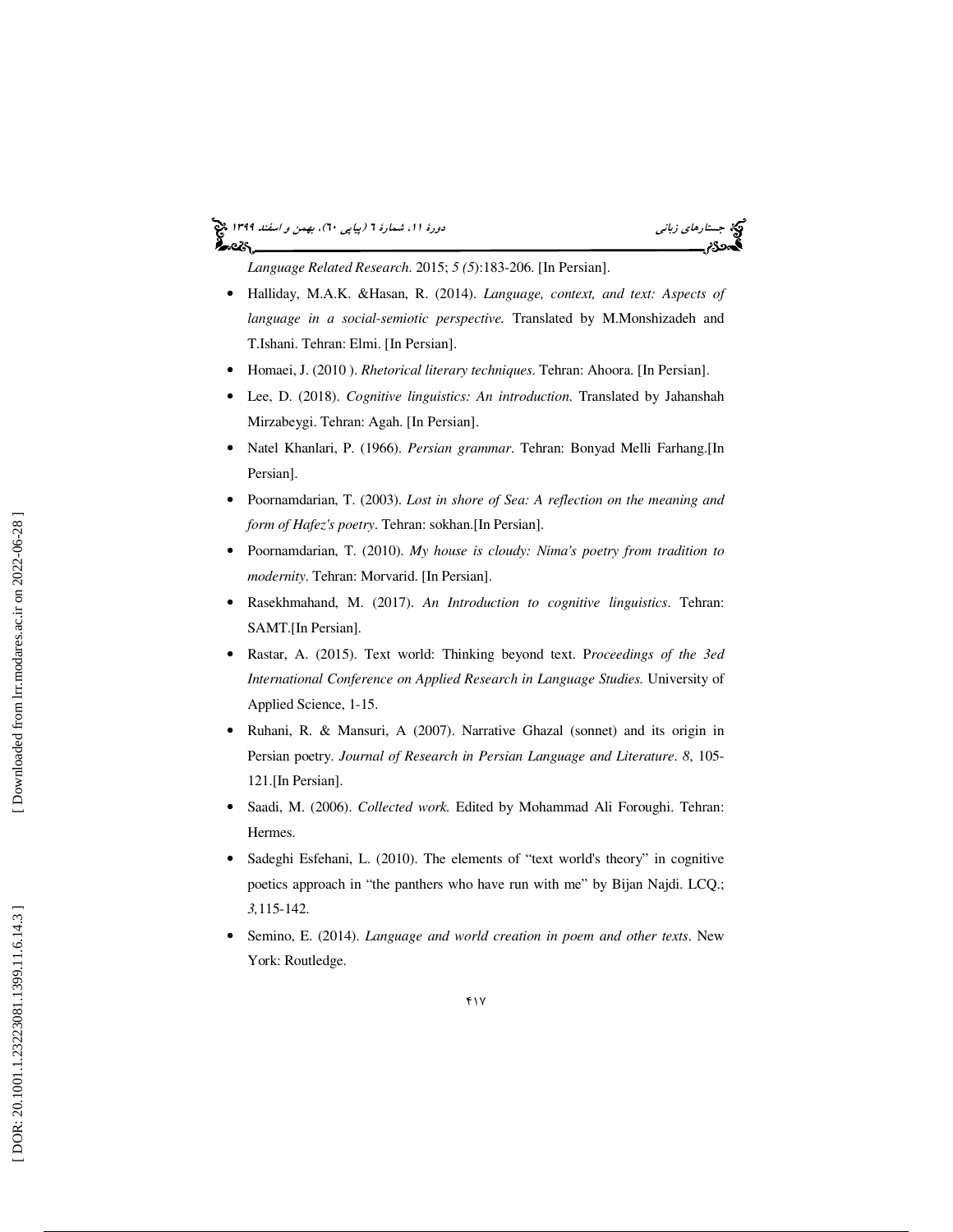*Language Related Research*. 2015; *5 (5)*:183-206. [In Persian].

- Halliday, M.A.K. &Hasan, R. (2014). *Language, context, and text: Aspects of language in a social-semiotic perspective.* Translated by M.Monshizadeh and T.Ishani. Tehran: Elmi. [In Persian].
- Homaei, J. (2010 ). *Rhetorical literary techniques*. Tehran: Ahoora. [In Persian].
- Lee, D. (2018). *Cognitive linguistics: An introduction.* Translated by Jahanshah Mirzabeygi. Tehran: Agah. [In Persian].
- Natel Khanlari, P. (1966). *Persian grammar*. Tehran: Bonyad Melli Farhang.[In Persian].
- Poornamdarian, T. (2003). *Lost in shore of Sea: A reflection on the meaning and form of Hafez's poetry*. Tehran: sokhan.[In Persian].
- Poornamdarian, T. (2010). *My house is cloudy: Nima's poetry from tradition to modernity*. Tehran: Morvarid. [In Persian].
- Rasekhmahand, M. (2017). *An Introduction to cognitive linguistics*. Tehran: SAMT.[In Persian].
- Rastar, A. (2015). Text world: Thinking beyond text. P*roceedings of the 3ed International Conference on Applied Research in Language Studies.* University of Applied Science, 1-15.
- Ruhani, R. & Mansuri, A (2007). Narrative Ghazal (sonnet) and its origin in Persian poetry. *Journal of Research in Persian Language and Literature*. *8*, 105-121.[In Persian].
- Saadi, M. (2006). *Collected work.* Edited by Mohammad Ali Foroughi. Tehran: Hermes.
- Sadeghi Esfehani, L. (2010). The elements of “text world's theory” in cognitive poetics approach in “the panthers who have run with me” by Bijan Najdi. LCQ.; *3,*115-142.
- Semino, E. (2014). *Language and world creation in poem and other texts*. New York: Routledge.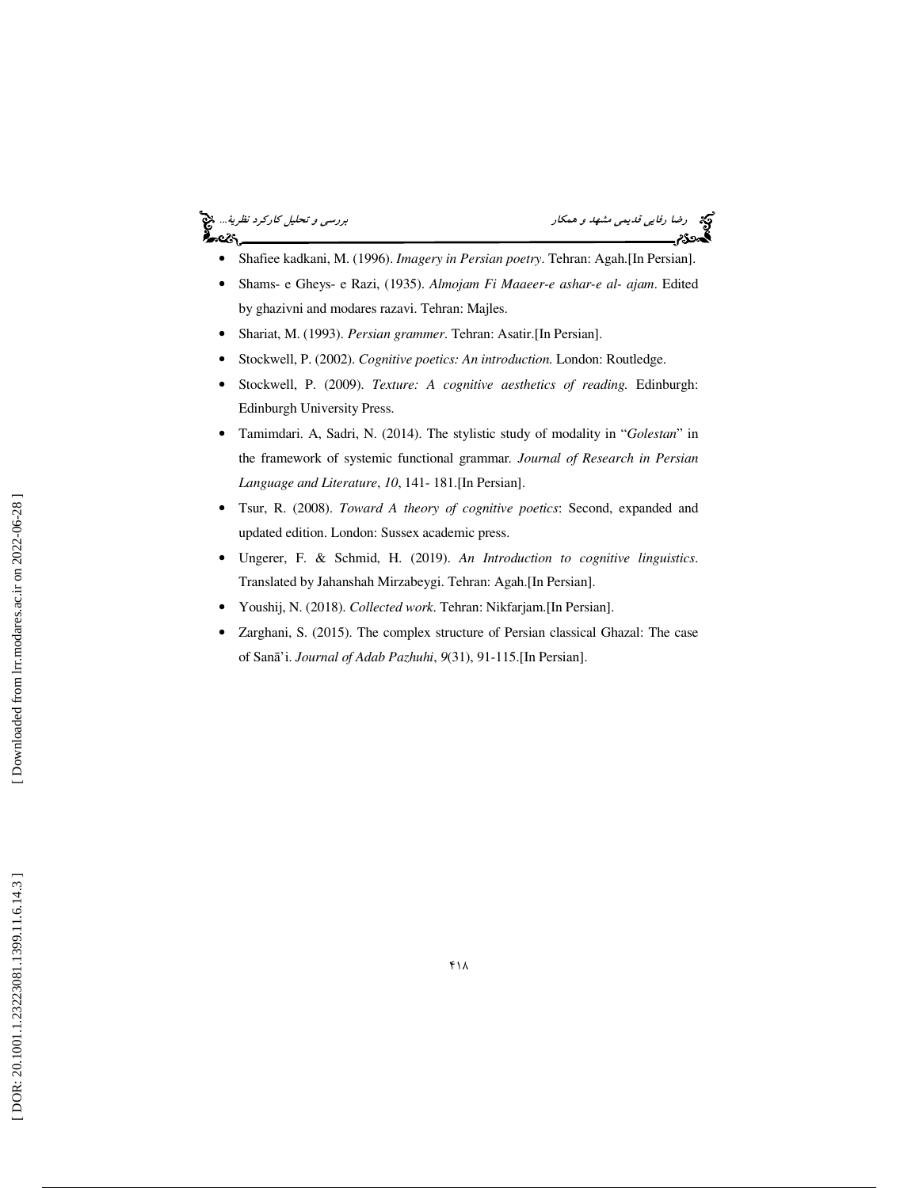- Shafiee kadkani, M. (1996). *Imagery in Persian poetry*. Tehran: Agah.[In Persian].
- Shams- e Gheys- e Razi, (1935). *Almojam Fi Maaeer-e ashar-e al- ajam*. Edited by ghazivni and modares razavi. Tehran: Majles.
- Shariat, M. (1993). *Persian grammer*. Tehran: Asatir.[In Persian].
- Stockwell, P. (2002). *Cognitive poetics: An introduction*. London: Routledge.
- Stockwell, P. (2009). *Texture: A cognitive aesthetics of reading.* Edinburgh: Edinburgh University Press.
- Tamimdari. A, Sadri, N. (2014). The stylistic study of modality in "*Golestan*" in the framework of systemic functional grammar. *Journal of Research in Persian Language and Literature*, *10*, 141- 181.[In Persian].
- Tsur, R. (2008). *Toward A theory of cognitive poetics*: Second, expanded and updated edition. London: Sussex academic press.
- Ungerer, F. & Schmid, H. (2019). *An Introduction to cognitive linguistics*. Translated by Jahanshah Mirzabeygi. Tehran: Agah.[In Persian].
- Youshij, N. (2018). *Collected work*. Tehran: Nikfarjam.[In Persian].
- Zarghani, S. (2015). The complex structure of Persian classical Ghazal: The case of Sanā'i. *Journal of Adab Pazhuhi*, *9*(31), 91-115.[In Persian].